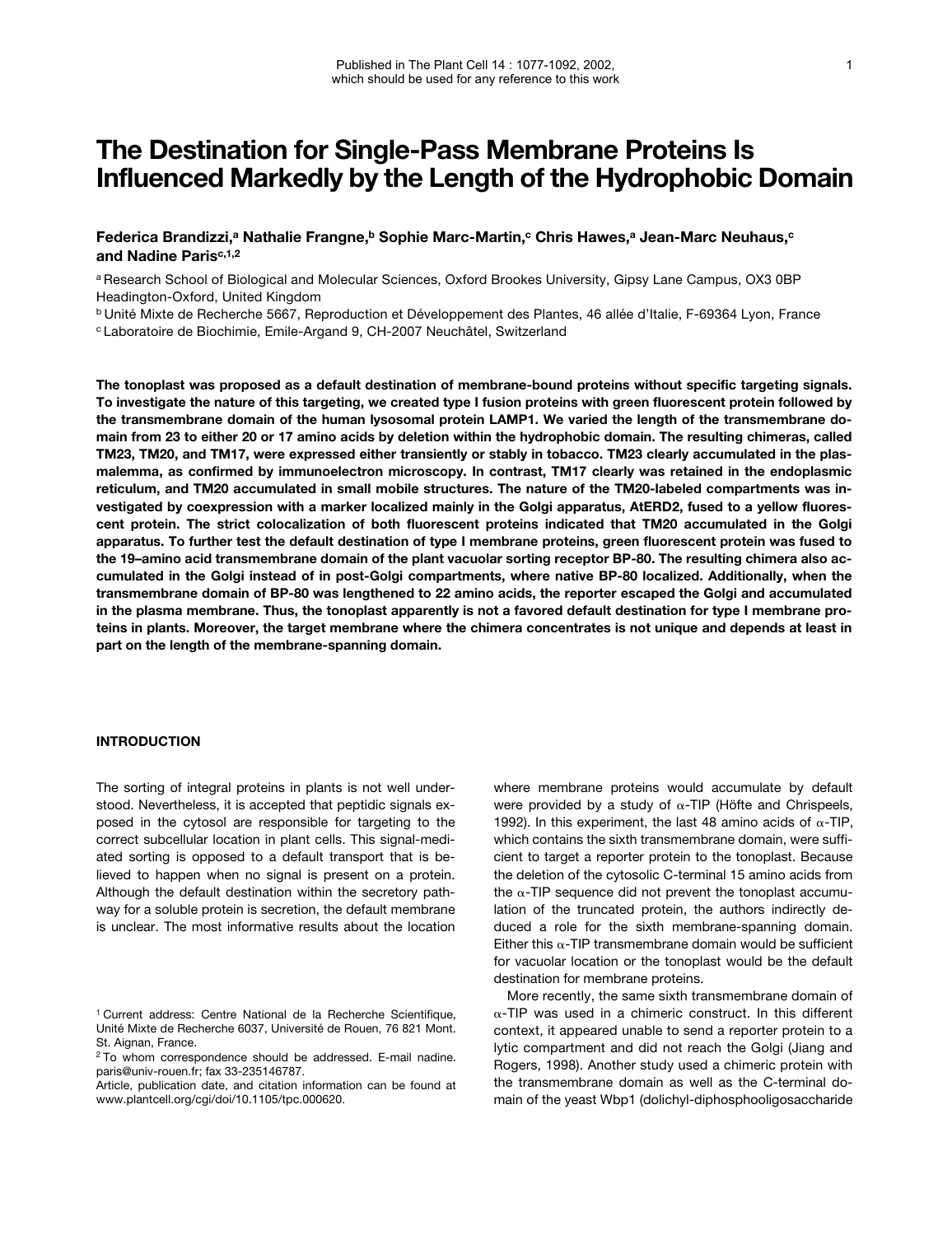Published in The Plant Cell 14 : 1077-1092, 2002,
which should be used for any reference to this work

# The Destination for Single-Pass Membrane Proteins Is Influenced Markedly by the Length of the Hydrophobic Domain

**Federica Brandizzi,[a] Nathalie Frangne,[b] Sophie Marc-Martin,[c] Chris Hawes,[a] Jean-Marc Neuhaus,[c] and Nadine Paris[c,1,2]**

[a] Research School of Biological and Molecular Sciences, Oxford Brookes University, Gipsy Lane Campus, OX3 0BP Headington-Oxford, United Kingdom

[b] Unité Mixte de Recherche 5667, Reproduction et Développement des Plantes, 46 allée d'Italie, F-69364 Lyon, France

[c] Laboratoire de Biochimie, Emile-Argand 9, CH-2007 Neuchâtel, Switzerland

**The tonoplast was proposed as a default destination of membrane-bound proteins without specific targeting signals. To investigate the nature of this targeting, we created type I fusion proteins with green fluorescent protein followed by the transmembrane domain of the human lysosomal protein LAMP1. We varied the length of the transmembrane domain from 23 to either 20 or 17 amino acids by deletion within the hydrophobic domain. The resulting chimeras, called TM23, TM20, and TM17, were expressed either transiently or stably in tobacco. TM23 clearly accumulated in the plasmalemma, as confirmed by immunoelectron microscopy. In contrast, TM17 clearly was retained in the endoplasmic reticulum, and TM20 accumulated in small mobile structures. The nature of the TM20-labeled compartments was investigated by coexpression with a marker localized mainly in the Golgi apparatus, AtERD2, fused to a yellow fluorescent protein. The strict colocalization of both fluorescent proteins indicated that TM20 accumulated in the Golgi apparatus. To further test the default destination of type I membrane proteins, green fluorescent protein was fused to the 19–amino acid transmembrane domain of the plant vacuolar sorting receptor BP-80. The resulting chimera also accumulated in the Golgi instead of in post-Golgi compartments, where native BP-80 localized. Additionally, when the transmembrane domain of BP-80 was lengthened to 22 amino acids, the reporter escaped the Golgi and accumulated in the plasma membrane. Thus, the tonoplast apparently is not a favored default destination for type I membrane proteins in plants. Moreover, the target membrane where the chimera concentrates is not unique and depends at least in part on the length of the membrane-spanning domain.**

## INTRODUCTION

The sorting of integral proteins in plants is not well understood. Nevertheless, it is accepted that peptidic signals exposed in the cytosol are responsible for targeting to the correct subcellular location in plant cells. This signal-mediated sorting is opposed to a default transport that is believed to happen when no signal is present on a protein. Although the default destination within the secretory pathway for a soluble protein is secretion, the default membrane is unclear. The most informative results about the location where membrane proteins would accumulate by default were provided by a study of α-TIP (Höfte and Chrispeels, 1992). In this experiment, the last 48 amino acids of α-TIP, which contains the sixth transmembrane domain, were sufficient to target a reporter protein to the tonoplast. Because the deletion of the cytosolic C-terminal 15 amino acids from the α-TIP sequence did not prevent the tonoplast accumulation of the truncated protein, the authors indirectly deduced a role for the sixth membrane-spanning domain. Either this α-TIP transmembrane domain would be sufficient for vacuolar location or the tonoplast would be the default destination for membrane proteins.

More recently, the same sixth transmembrane domain of α-TIP was used in a chimeric construct. In this different context, it appeared unable to send a reporter protein to a lytic compartment and did not reach the Golgi (Jiang and Rogers, 1998). Another study used a chimeric protein with the transmembrane domain as well as the C-terminal domain of the yeast Wbp1 (dolichyl-diphosphooligosaccharide

[1] Current address: Centre National de la Recherche Scientifique, Unité Mixte de Recherche 6037, Université de Rouen, 76 821 Mont. St. Aignan, France.

[2] To whom correspondence should be addressed. E-mail nadine.paris@univ-rouen.fr; fax 33-235146787.

Article, publication date, and citation information can be found at www.plantcell.org/cgi/doi/10.1105/tpc.000620.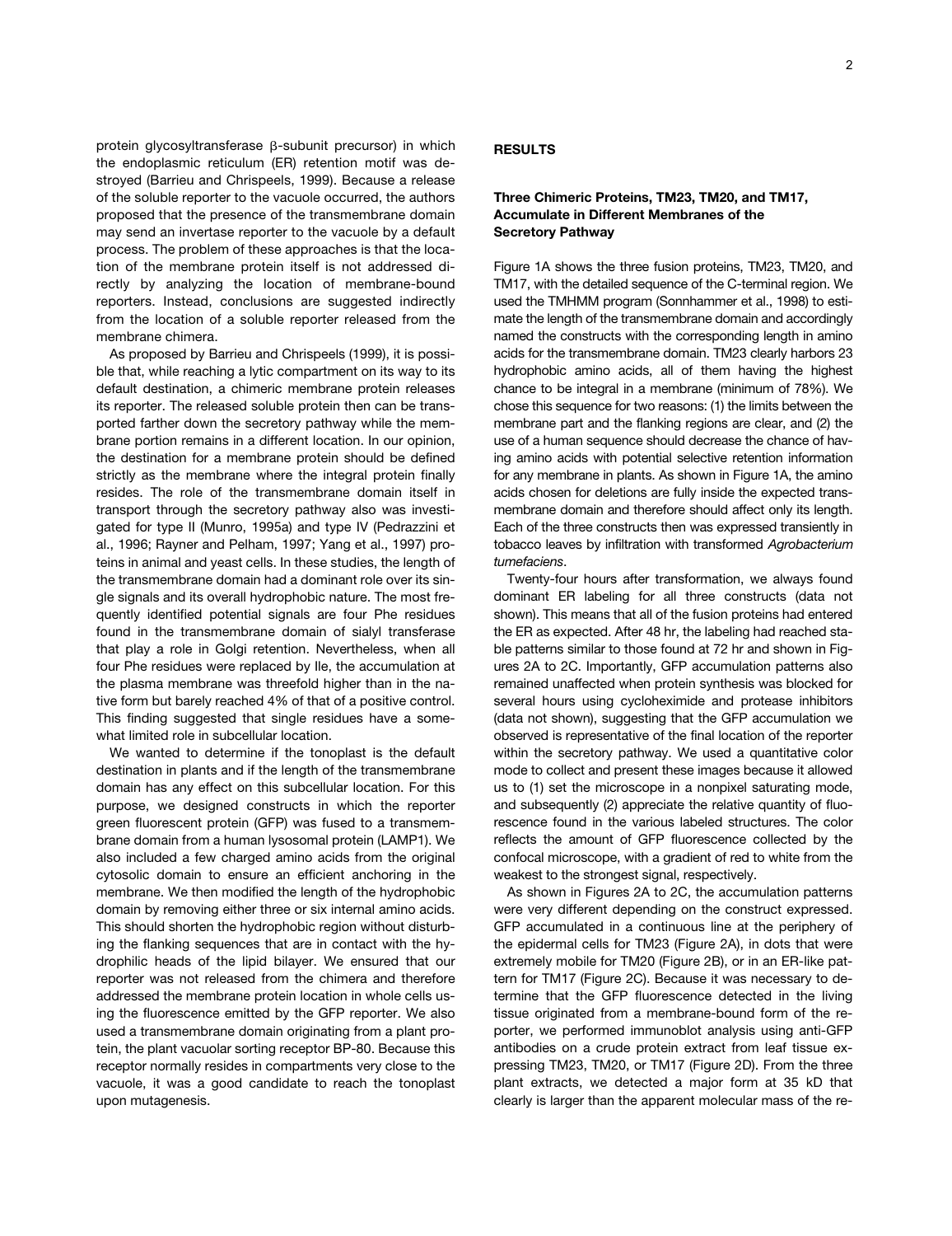protein glycosyltransferase β-subunit precursor) in which the endoplasmic reticulum (ER) retention motif was destroyed (Barrieu and Chrispeels, 1999). Because a release of the soluble reporter to the vacuole occurred, the authors proposed that the presence of the transmembrane domain may send an invertase reporter to the vacuole by a default process. The problem of these approaches is that the location of the membrane protein itself is not addressed directly by analyzing the location of membrane-bound reporters. Instead, conclusions are suggested indirectly from the location of a soluble reporter released from the membrane chimera.

As proposed by Barrieu and Chrispeels (1999), it is possible that, while reaching a lytic compartment on its way to its default destination, a chimeric membrane protein releases its reporter. The released soluble protein then can be transported farther down the secretory pathway while the membrane portion remains in a different location. In our opinion, the destination for a membrane protein should be defined strictly as the membrane where the integral protein finally resides. The role of the transmembrane domain itself in transport through the secretory pathway also was investigated for type II (Munro, 1995a) and type IV (Pedrazzini et al., 1996; Rayner and Pelham, 1997; Yang et al., 1997) proteins in animal and yeast cells. In these studies, the length of the transmembrane domain had a dominant role over its single signals and its overall hydrophobic nature. The most frequently identified potential signals are four Phe residues found in the transmembrane domain of sialyl transferase that play a role in Golgi retention. Nevertheless, when all four Phe residues were replaced by Ile, the accumulation at the plasma membrane was threefold higher than in the native form but barely reached 4% of that of a positive control. This finding suggested that single residues have a somewhat limited role in subcellular location.

We wanted to determine if the tonoplast is the default destination in plants and if the length of the transmembrane domain has any effect on this subcellular location. For this purpose, we designed constructs in which the reporter green fluorescent protein (GFP) was fused to a transmembrane domain from a human lysosomal protein (LAMP1). We also included a few charged amino acids from the original cytosolic domain to ensure an efficient anchoring in the membrane. We then modified the length of the hydrophobic domain by removing either three or six internal amino acids. This should shorten the hydrophobic region without disturbing the flanking sequences that are in contact with the hydrophilic heads of the lipid bilayer. We ensured that our reporter was not released from the chimera and therefore addressed the membrane protein location in whole cells using the fluorescence emitted by the GFP reporter. We also used a transmembrane domain originating from a plant protein, the plant vacuolar sorting receptor BP-80. Because this receptor normally resides in compartments very close to the vacuole, it was a good candidate to reach the tonoplast upon mutagenesis.

## RESULTS

### Three Chimeric Proteins, TM23, TM20, and TM17, Accumulate in Different Membranes of the Secretory Pathway

Figure 1A shows the three fusion proteins, TM23, TM20, and TM17, with the detailed sequence of the C-terminal region. We used the TMHMM program (Sonnhammer et al., 1998) to estimate the length of the transmembrane domain and accordingly named the constructs with the corresponding length in amino acids for the transmembrane domain. TM23 clearly harbors 23 hydrophobic amino acids, all of them having the highest chance to be integral in a membrane (minimum of 78%). We chose this sequence for two reasons: (1) the limits between the membrane part and the flanking regions are clear, and (2) the use of a human sequence should decrease the chance of having amino acids with potential selective retention information for any membrane in plants. As shown in Figure 1A, the amino acids chosen for deletions are fully inside the expected transmembrane domain and therefore should affect only its length. Each of the three constructs then was expressed transiently in tobacco leaves by infiltration with transformed *Agrobacterium tumefaciens*.

Twenty-four hours after transformation, we always found dominant ER labeling for all three constructs (data not shown). This means that all of the fusion proteins had entered the ER as expected. After 48 hr, the labeling had reached stable patterns similar to those found at 72 hr and shown in Figures 2A to 2C. Importantly, GFP accumulation patterns also remained unaffected when protein synthesis was blocked for several hours using cycloheximide and protease inhibitors (data not shown), suggesting that the GFP accumulation we observed is representative of the final location of the reporter within the secretory pathway. We used a quantitative color mode to collect and present these images because it allowed us to (1) set the microscope in a nonpixel saturating mode, and subsequently (2) appreciate the relative quantity of fluorescence found in the various labeled structures. The color reflects the amount of GFP fluorescence collected by the confocal microscope, with a gradient of red to white from the weakest to the strongest signal, respectively.

As shown in Figures 2A to 2C, the accumulation patterns were very different depending on the construct expressed. GFP accumulated in a continuous line at the periphery of the epidermal cells for TM23 (Figure 2A), in dots that were extremely mobile for TM20 (Figure 2B), or in an ER-like pattern for TM17 (Figure 2C). Because it was necessary to determine that the GFP fluorescence detected in the living tissue originated from a membrane-bound form of the reporter, we performed immunoblot analysis using anti-GFP antibodies on a crude protein extract from leaf tissue expressing TM23, TM20, or TM17 (Figure 2D). From the three plant extracts, we detected a major form at 35 kD that clearly is larger than the apparent molecular mass of the re-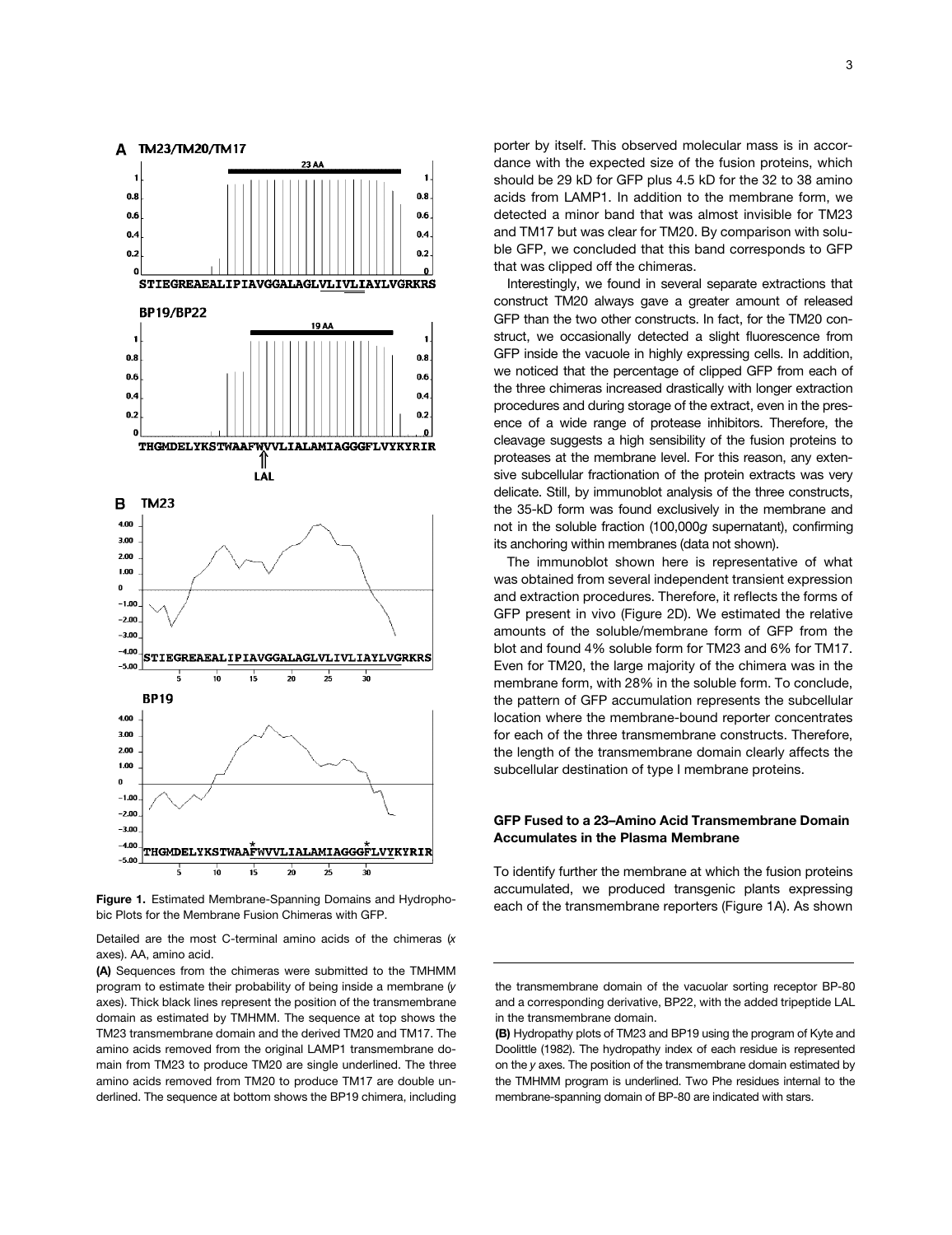**Figure 1.** Estimated Membrane-Spanning Domains and Hydrophobic Plots for the Membrane Fusion Chimeras with GFP.

Detailed are the most C-terminal amino acids of the chimeras (*x* axes). AA, amino acid.

**(A)** Sequences from the chimeras were submitted to the TMHMM program to estimate their probability of being inside a membrane (*y* axes). Thick black lines represent the position of the transmembrane domain as estimated by TMHMM. The sequence at top shows the TM23 transmembrane domain and the derived TM20 and TM17. The amino acids removed from the original LAMP1 transmembrane domain from TM23 to produce TM20 are single underlined. The three amino acids removed from TM20 to produce TM17 are double underlined. The sequence at bottom shows the BP19 chimera, including the transmembrane domain of the vacuolar sorting receptor BP-80 and a corresponding derivative, BP22, with the added tripeptide LAL in the transmembrane domain.

**(B)** Hydropathy plots of TM23 and BP19 using the program of Kyte and Doolittle (1982). The hydropathy index of each residue is represented on the *y* axes. The position of the transmembrane domain estimated by the TMHMM program is underlined. Two Phe residues internal to the membrane-spanning domain of BP-80 are indicated with stars.

porter by itself. This observed molecular mass is in accordance with the expected size of the fusion proteins, which should be 29 kD for GFP plus 4.5 kD for the 32 to 38 amino acids from LAMP1. In addition to the membrane form, we detected a minor band that was almost invisible for TM23 and TM17 but was clear for TM20. By comparison with soluble GFP, we concluded that this band corresponds to GFP that was clipped off the chimeras.

Interestingly, we found in several separate extractions that construct TM20 always gave a greater amount of released GFP than the two other constructs. In fact, for the TM20 construct, we occasionally detected a slight fluorescence from GFP inside the vacuole in highly expressing cells. In addition, we noticed that the percentage of clipped GFP from each of the three chimeras increased drastically with longer extraction procedures and during storage of the extract, even in the presence of a wide range of protease inhibitors. Therefore, the cleavage suggests a high sensibility of the fusion proteins to proteases at the membrane level. For this reason, any extensive subcellular fractionation of the protein extracts was very delicate. Still, by immunoblot analysis of the three constructs, the 35-kD form was found exclusively in the membrane and not in the soluble fraction (100,000*g* supernatant), confirming its anchoring within membranes (data not shown).

The immunoblot shown here is representative of what was obtained from several independent transient expression and extraction procedures. Therefore, it reflects the forms of GFP present in vivo (Figure 2D). We estimated the relative amounts of the soluble/membrane form of GFP from the blot and found 4% soluble form for TM23 and 6% for TM17. Even for TM20, the large majority of the chimera was in the membrane form, with 28% in the soluble form. To conclude, the pattern of GFP accumulation represents the subcellular location where the membrane-bound reporter concentrates for each of the three transmembrane constructs. Therefore, the length of the transmembrane domain clearly affects the subcellular destination of type I membrane proteins.

## GFP Fused to a 23–Amino Acid Transmembrane Domain Accumulates in the Plasma Membrane

To identify further the membrane at which the fusion proteins accumulated, we produced transgenic plants expressing each of the transmembrane reporters (Figure 1A). As shown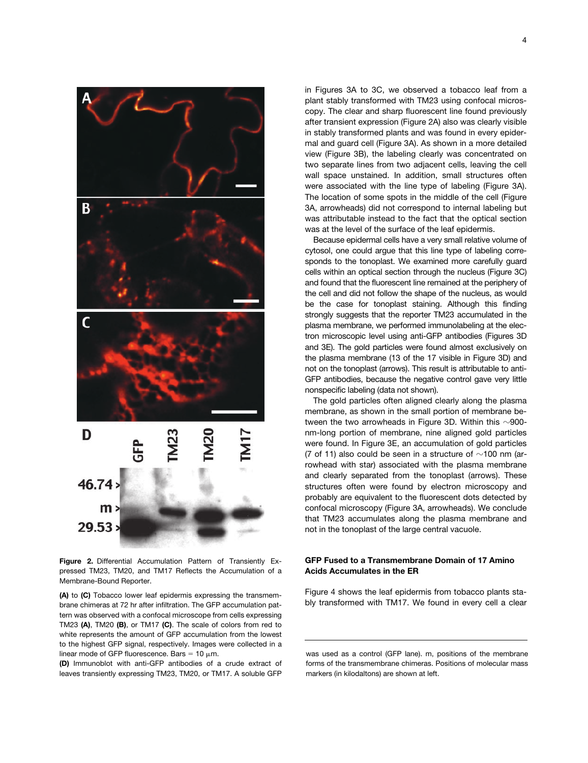**Figure 2.** Differential Accumulation Pattern of Transiently Expressed TM23, TM20, and TM17 Reflects the Accumulation of a Membrane-Bound Reporter.

**(A)** to **(C)** Tobacco lower leaf epidermis expressing the transmembrane chimeras at 72 hr after infiltration. The GFP accumulation pattern was observed with a confocal microscope from cells expressing TM23 **(A)**, TM20 **(B)**, or TM17 **(C)**. The scale of colors from red to white represents the amount of GFP accumulation from the lowest to the highest GFP signal, respectively. Images were collected in a linear mode of GFP fluorescence. Bars = 10 μm.

**(D)** Immunoblot with anti-GFP antibodies of a crude extract of leaves transiently expressing TM23, TM20, or TM17. A soluble GFP was used as a control (GFP lane). m, positions of the membrane forms of the transmembrane chimeras. Positions of molecular mass markers (in kilodaltons) are shown at left.

in Figures 3A to 3C, we observed a tobacco leaf from a plant stably transformed with TM23 using confocal microscopy. The clear and sharp fluorescent line found previously after transient expression (Figure 2A) also was clearly visible in stably transformed plants and was found in every epidermal and guard cell (Figure 3A). As shown in a more detailed view (Figure 3B), the labeling clearly was concentrated on two separate lines from two adjacent cells, leaving the cell wall space unstained. In addition, small structures often were associated with the line type of labeling (Figure 3A). The location of some spots in the middle of the cell (Figure 3A, arrowheads) did not correspond to internal labeling but was attributable instead to the fact that the optical section was at the level of the surface of the leaf epidermis.

Because epidermal cells have a very small relative volume of cytosol, one could argue that this line type of labeling corresponds to the tonoplast. We examined more carefully guard cells within an optical section through the nucleus (Figure 3C) and found that the fluorescent line remained at the periphery of the cell and did not follow the shape of the nucleus, as would be the case for tonoplast staining. Although this finding strongly suggests that the reporter TM23 accumulated in the plasma membrane, we performed immunolabeling at the electron microscopic level using anti-GFP antibodies (Figures 3D and 3E). The gold particles were found almost exclusively on the plasma membrane (13 of the 17 visible in Figure 3D) and not on the tonoplast (arrows). This result is attributable to anti-GFP antibodies, because the negative control gave very little nonspecific labeling (data not shown).

The gold particles often aligned clearly along the plasma membrane, as shown in the small portion of membrane between the two arrowheads in Figure 3D. Within this ~900-nm-long portion of membrane, nine aligned gold particles were found. In Figure 3E, an accumulation of gold particles (7 of 11) also could be seen in a structure of ~100 nm (arrowhead with star) associated with the plasma membrane and clearly separated from the tonoplast (arrows). These structures often were found by electron microscopy and probably are equivalent to the fluorescent dots detected by confocal microscopy (Figure 3A, arrowheads). We conclude that TM23 accumulates along the plasma membrane and not in the tonoplast of the large central vacuole.

### GFP Fused to a Transmembrane Domain of 17 Amino Acids Accumulates in the ER

Figure 4 shows the leaf epidermis from tobacco plants stably transformed with TM17. We found in every cell a clear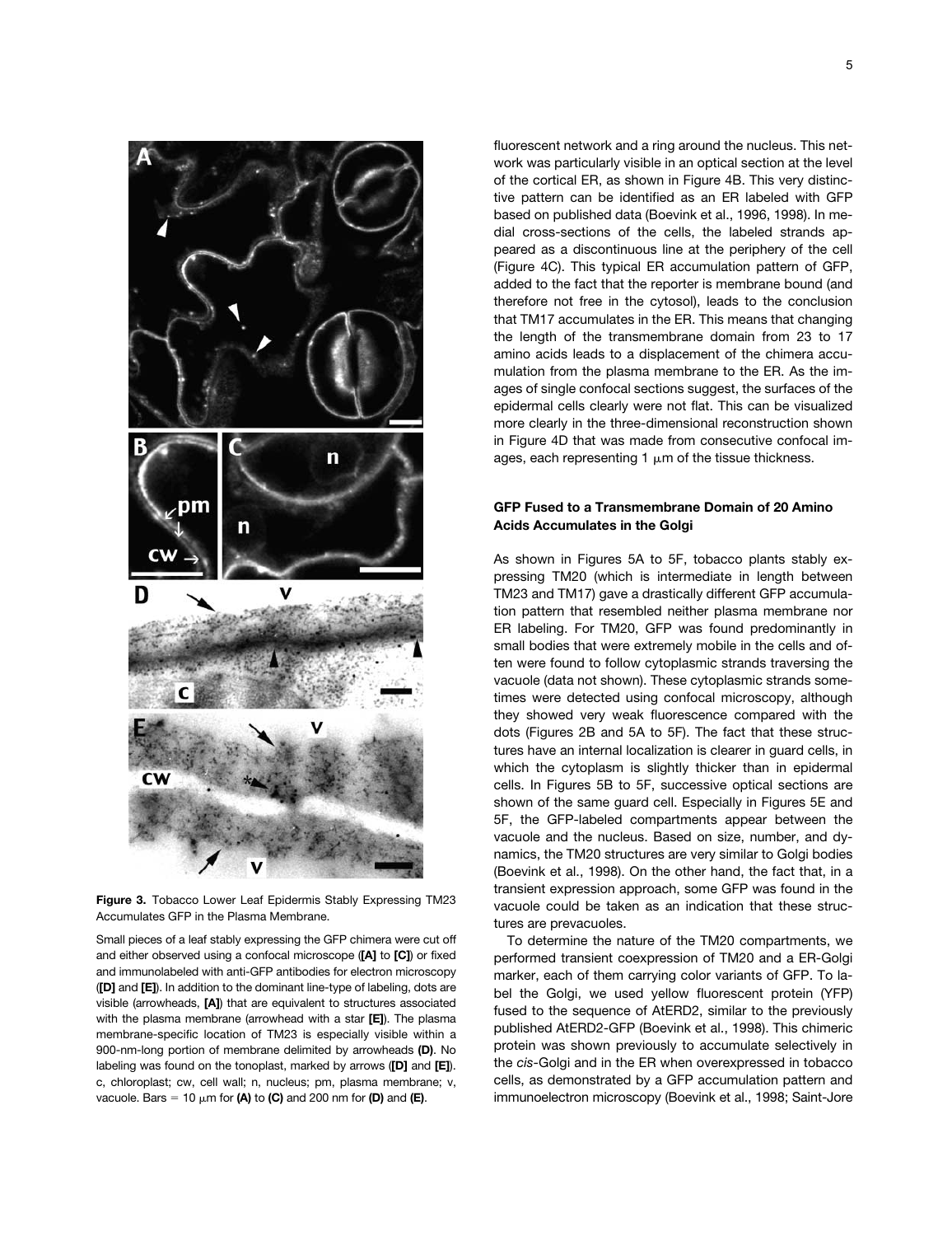**Figure 3.** Tobacco Lower Leaf Epidermis Stably Expressing TM23 Accumulates GFP in the Plasma Membrane.

Small pieces of a leaf stably expressing the GFP chimera were cut off and either observed using a confocal microscope (**[A]** to **[C]**) or fixed and immunolabeled with anti-GFP antibodies for electron microscopy (**[D]** and **[E]**). In addition to the dominant line-type of labeling, dots are visible (arrowheads, **[A]**) that are equivalent to structures associated with the plasma membrane (arrowhead with a star **[E]**). The plasma membrane-specific location of TM23 is especially visible within a 900-nm-long portion of membrane delimited by arrowheads **(D)**. No labeling was found on the tonoplast, marked by arrows (**[D]** and **[E]**). c, chloroplast; cw, cell wall; n, nucleus; pm, plasma membrane; v, vacuole. Bars = 10 μm for **(A)** to **(C)** and 200 nm for **(D)** and **(E)**.

fluorescent network and a ring around the nucleus. This network was particularly visible in an optical section at the level of the cortical ER, as shown in Figure 4B. This very distinctive pattern can be identified as an ER labeled with GFP based on published data (Boevink et al., 1996, 1998). In medial cross-sections of the cells, the labeled strands appeared as a discontinuous line at the periphery of the cell (Figure 4C). This typical ER accumulation pattern of GFP, added to the fact that the reporter is membrane bound (and therefore not free in the cytosol), leads to the conclusion that TM17 accumulates in the ER. This means that changing the length of the transmembrane domain from 23 to 17 amino acids leads to a displacement of the chimera accumulation from the plasma membrane to the ER. As the images of single confocal sections suggest, the surfaces of the epidermal cells clearly were not flat. This can be visualized more clearly in the three-dimensional reconstruction shown in Figure 4D that was made from consecutive confocal images, each representing 1 μm of the tissue thickness.

### GFP Fused to a Transmembrane Domain of 20 Amino Acids Accumulates in the Golgi

As shown in Figures 5A to 5F, tobacco plants stably expressing TM20 (which is intermediate in length between TM23 and TM17) gave a drastically different GFP accumulation pattern that resembled neither plasma membrane nor ER labeling. For TM20, GFP was found predominantly in small bodies that were extremely mobile in the cells and often were found to follow cytoplasmic strands traversing the vacuole (data not shown). These cytoplasmic strands sometimes were detected using confocal microscopy, although they showed very weak fluorescence compared with the dots (Figures 2B and 5A to 5F). The fact that these structures have an internal localization is clearer in guard cells, in which the cytoplasm is slightly thicker than in epidermal cells. In Figures 5B to 5F, successive optical sections are shown of the same guard cell. Especially in Figures 5E and 5F, the GFP-labeled compartments appear between the vacuole and the nucleus. Based on size, number, and dynamics, the TM20 structures are very similar to Golgi bodies (Boevink et al., 1998). On the other hand, the fact that, in a transient expression approach, some GFP was found in the vacuole could be taken as an indication that these structures are prevacuoles.

To determine the nature of the TM20 compartments, we performed transient coexpression of TM20 and a ER-Golgi marker, each of them carrying color variants of GFP. To label the Golgi, we used yellow fluorescent protein (YFP) fused to the sequence of AtERD2, similar to the previously published AtERD2-GFP (Boevink et al., 1998). This chimeric protein was shown previously to accumulate selectively in the *cis*-Golgi and in the ER when overexpressed in tobacco cells, as demonstrated by a GFP accumulation pattern and immunoelectron microscopy (Boevink et al., 1998; Saint-Jore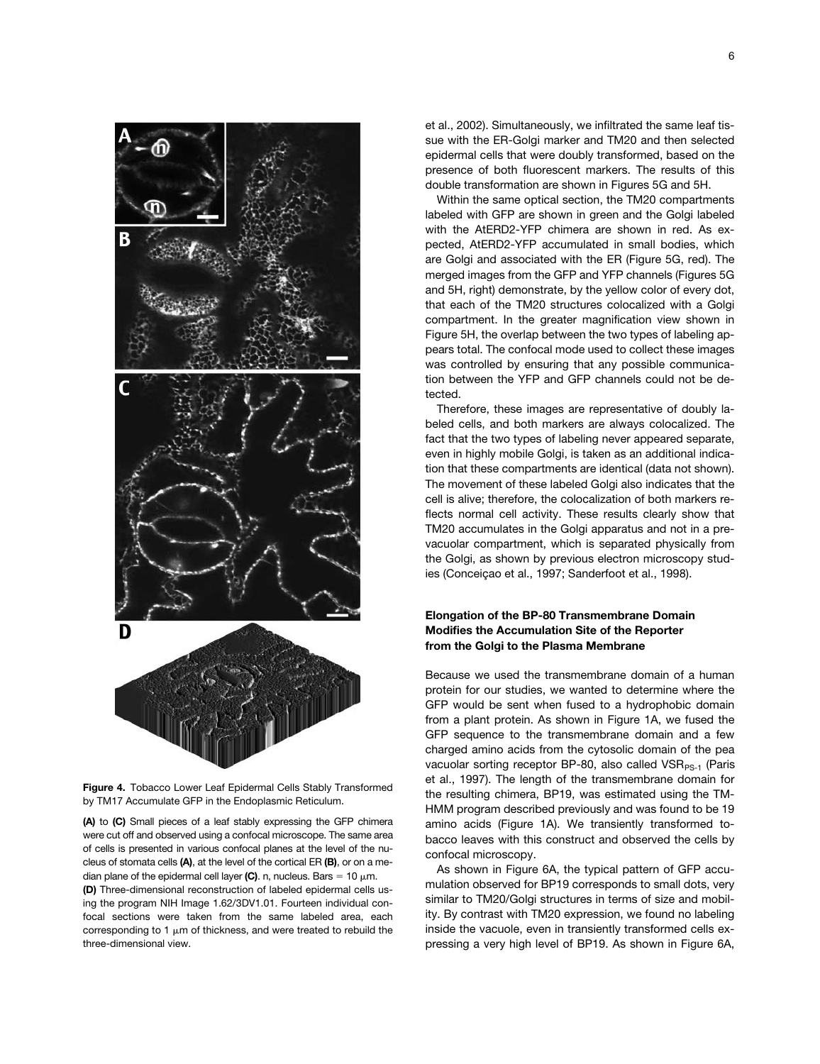**Figure 4.** Tobacco Lower Leaf Epidermal Cells Stably Transformed by TM17 Accumulate GFP in the Endoplasmic Reticulum.

**(A)** to **(C)** Small pieces of a leaf stably expressing the GFP chimera were cut off and observed using a confocal microscope. The same area of cells is presented in various confocal planes at the level of the nucleus of stomata cells **(A)**, at the level of the cortical ER **(B)**, or on a median plane of the epidermal cell layer **(C)**. n, nucleus. Bars = 10 μm.

**(D)** Three-dimensional reconstruction of labeled epidermal cells using the program NIH Image 1.62/3DV1.01. Fourteen individual confocal sections were taken from the same labeled area, each corresponding to 1 μm of thickness, and were treated to rebuild the three-dimensional view.

et al., 2002). Simultaneously, we infiltrated the same leaf tissue with the ER-Golgi marker and TM20 and then selected epidermal cells that were doubly transformed, based on the presence of both fluorescent markers. The results of this double transformation are shown in Figures 5G and 5H.

Within the same optical section, the TM20 compartments labeled with GFP are shown in green and the Golgi labeled with the AtERD2-YFP chimera are shown in red. As expected, AtERD2-YFP accumulated in small bodies, which are Golgi and associated with the ER (Figure 5G, red). The merged images from the GFP and YFP channels (Figures 5G and 5H, right) demonstrate, by the yellow color of every dot, that each of the TM20 structures colocalized with a Golgi compartment. In the greater magnification view shown in Figure 5H, the overlap between the two types of labeling appears total. The confocal mode used to collect these images was controlled by ensuring that any possible communication between the YFP and GFP channels could not be detected.

Therefore, these images are representative of doubly labeled cells, and both markers are always colocalized. The fact that the two types of labeling never appeared separate, even in highly mobile Golgi, is taken as an additional indication that these compartments are identical (data not shown). The movement of these labeled Golgi also indicates that the cell is alive; therefore, the colocalization of both markers reflects normal cell activity. These results clearly show that TM20 accumulates in the Golgi apparatus and not in a prevacuolar compartment, which is separated physically from the Golgi, as shown by previous electron microscopy studies (Conceiçao et al., 1997; Sanderfoot et al., 1998).

### Elongation of the BP-80 Transmembrane Domain Modifies the Accumulation Site of the Reporter from the Golgi to the Plasma Membrane

Because we used the transmembrane domain of a human protein for our studies, we wanted to determine where the GFP would be sent when fused to a hydrophobic domain from a plant protein. As shown in Figure 1A, we fused the GFP sequence to the transmembrane domain and a few charged amino acids from the cytosolic domain of the pea vacuolar sorting receptor BP-80, also called $VSR_{PS-1}$ (Paris et al., 1997). The length of the transmembrane domain for the resulting chimera, BP19, was estimated using the TM-HMM program described previously and was found to be 19 amino acids (Figure 1A). We transiently transformed tobacco leaves with this construct and observed the cells by confocal microscopy.

As shown in Figure 6A, the typical pattern of GFP accumulation observed for BP19 corresponds to small dots, very similar to TM20/Golgi structures in terms of size and mobility. By contrast with TM20 expression, we found no labeling inside the vacuole, even in transiently transformed cells expressing a very high level of BP19. As shown in Figure 6A,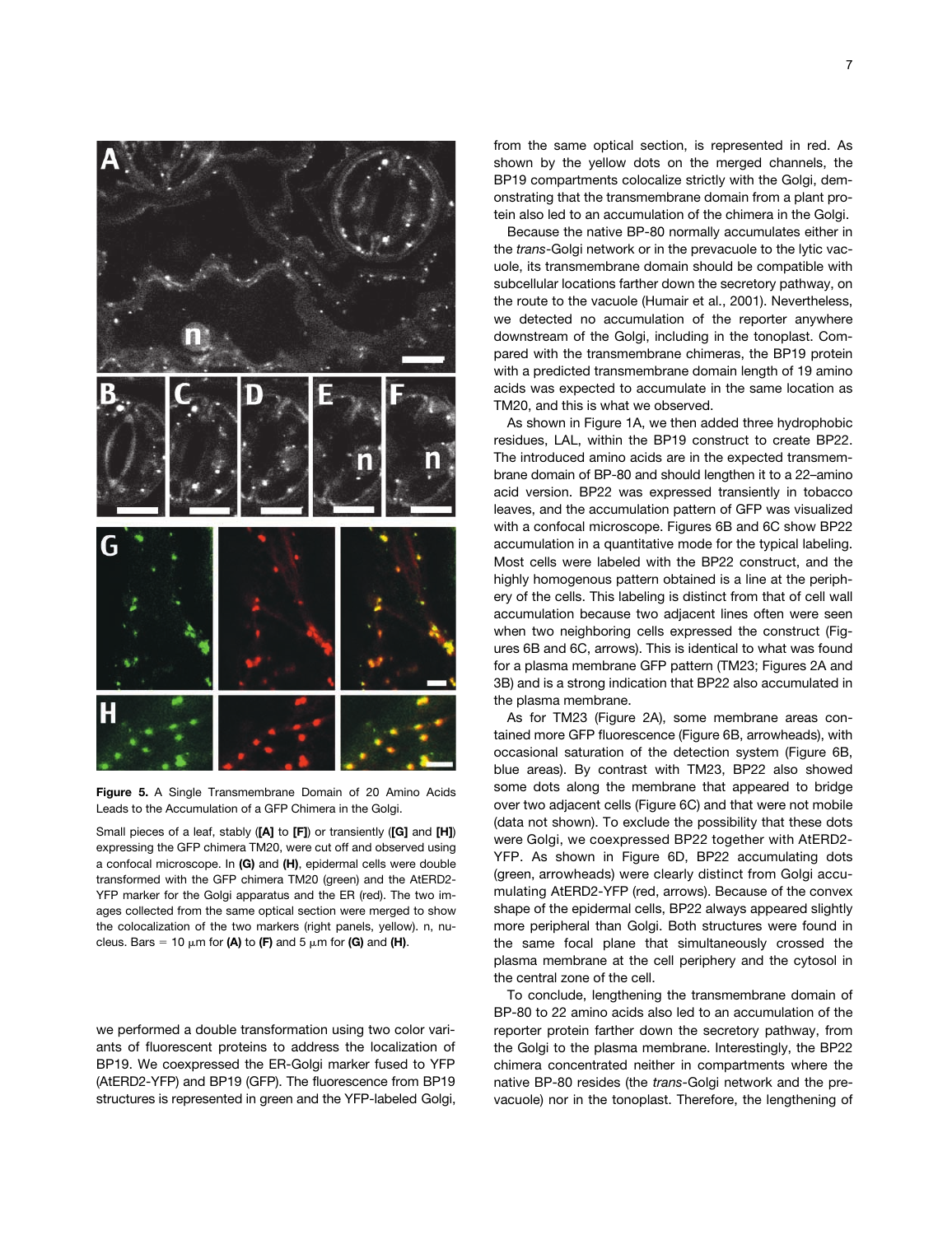**Figure 5.** A Single Transmembrane Domain of 20 Amino Acids Leads to the Accumulation of a GFP Chimera in the Golgi.

Small pieces of a leaf, stably ([A] to [F]) or transiently ([G] and [H]) expressing the GFP chimera TM20, were cut off and observed using a confocal microscope. In (G) and (H), epidermal cells were double transformed with the GFP chimera TM20 (green) and the AtERD2-YFP marker for the Golgi apparatus and the ER (red). The two images collected from the same optical section were merged to show the colocalization of the two markers (right panels, yellow). n, nucleus. Bars = 10 μm for (A) to (F) and 5 μm for (G) and (H).

we performed a double transformation using two color variants of fluorescent proteins to address the localization of BP19. We coexpressed the ER-Golgi marker fused to YFP (AtERD2-YFP) and BP19 (GFP). The fluorescence from BP19 structures is represented in green and the YFP-labeled Golgi, from the same optical section, is represented in red. As shown by the yellow dots on the merged channels, the BP19 compartments colocalize strictly with the Golgi, demonstrating that the transmembrane domain from a plant protein also led to an accumulation of the chimera in the Golgi.

Because the native BP-80 normally accumulates either in the *trans*-Golgi network or in the prevacuole to the lytic vacuole, its transmembrane domain should be compatible with subcellular locations farther down the secretory pathway, on the route to the vacuole (Humair et al., 2001). Nevertheless, we detected no accumulation of the reporter anywhere downstream of the Golgi, including in the tonoplast. Compared with the transmembrane chimeras, the BP19 protein with a predicted transmembrane domain length of 19 amino acids was expected to accumulate in the same location as TM20, and this is what we observed.

As shown in Figure 1A, we then added three hydrophobic residues, LAL, within the BP19 construct to create BP22. The introduced amino acids are in the expected transmembrane domain of BP-80 and should lengthen it to a 22–amino acid version. BP22 was expressed transiently in tobacco leaves, and the accumulation pattern of GFP was visualized with a confocal microscope. Figures 6B and 6C show BP22 accumulation in a quantitative mode for the typical labeling. Most cells were labeled with the BP22 construct, and the highly homogenous pattern obtained is a line at the periphery of the cells. This labeling is distinct from that of cell wall accumulation because two adjacent lines often were seen when two neighboring cells expressed the construct (Figures 6B and 6C, arrows). This is identical to what was found for a plasma membrane GFP pattern (TM23; Figures 2A and 3B) and is a strong indication that BP22 also accumulated in the plasma membrane.

As for TM23 (Figure 2A), some membrane areas contained more GFP fluorescence (Figure 6B, arrowheads), with occasional saturation of the detection system (Figure 6B, blue areas). By contrast with TM23, BP22 also showed some dots along the membrane that appeared to bridge over two adjacent cells (Figure 6C) and that were not mobile (data not shown). To exclude the possibility that these dots were Golgi, we coexpressed BP22 together with AtERD2-YFP. As shown in Figure 6D, BP22 accumulating dots (green, arrowheads) were clearly distinct from Golgi accumulating AtERD2-YFP (red, arrows). Because of the convex shape of the epidermal cells, BP22 always appeared slightly more peripheral than Golgi. Both structures were found in the same focal plane that simultaneously crossed the plasma membrane at the cell periphery and the cytosol in the central zone of the cell.

To conclude, lengthening the transmembrane domain of BP-80 to 22 amino acids also led to an accumulation of the reporter protein farther down the secretory pathway, from the Golgi to the plasma membrane. Interestingly, the BP22 chimera concentrated neither in compartments where the native BP-80 resides (the *trans*-Golgi network and the prevacuole) nor in the tonoplast. Therefore, the lengthening of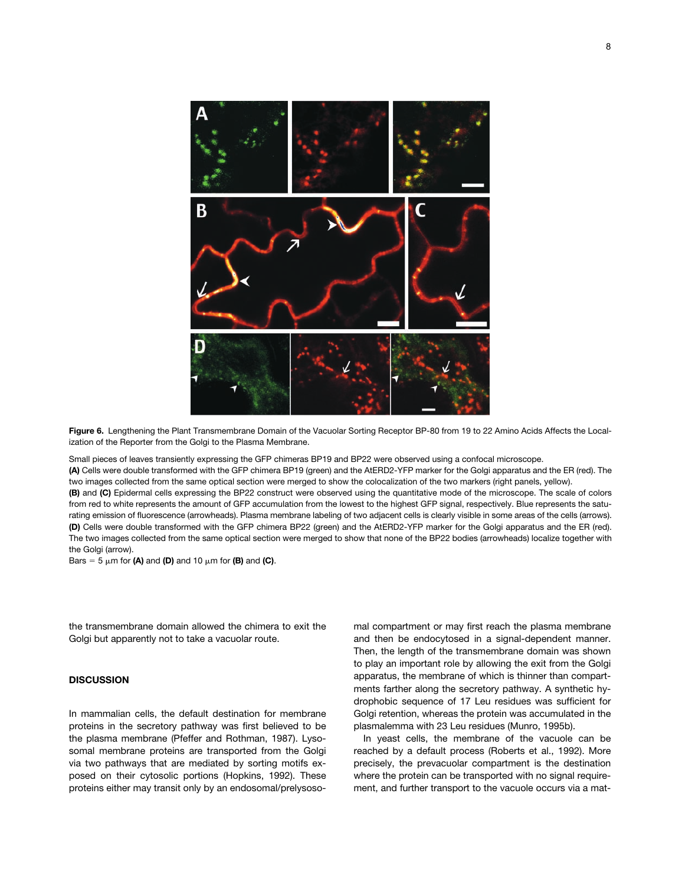**Figure 6.** Lengthening the Plant Transmembrane Domain of the Vacuolar Sorting Receptor BP-80 from 19 to 22 Amino Acids Affects the Localization of the Reporter from the Golgi to the Plasma Membrane.

Small pieces of leaves transiently expressing the GFP chimeras BP19 and BP22 were observed using a confocal microscope.

**(A)** Cells were double transformed with the GFP chimera BP19 (green) and the AtERD2-YFP marker for the Golgi apparatus and the ER (red). The two images collected from the same optical section were merged to show the colocalization of the two markers (right panels, yellow).

**(B)** and **(C)** Epidermal cells expressing the BP22 construct were observed using the quantitative mode of the microscope. The scale of colors from red to white represents the amount of GFP accumulation from the lowest to the highest GFP signal, respectively. Blue represents the saturating emission of fluorescence (arrowheads). Plasma membrane labeling of two adjacent cells is clearly visible in some areas of the cells (arrows).

**(D)** Cells were double transformed with the GFP chimera BP22 (green) and the AtERD2-YFP marker for the Golgi apparatus and the ER (red). The two images collected from the same optical section were merged to show that none of the BP22 bodies (arrowheads) localize together with the Golgi (arrow).

Bars = 5 μm for **(A)** and **(D)** and 10 μm for **(B)** and **(C)**.

the transmembrane domain allowed the chimera to exit the Golgi but apparently not to take a vacuolar route.

## DISCUSSION

In mammalian cells, the default destination for membrane proteins in the secretory pathway was first believed to be the plasma membrane (Pfeffer and Rothman, 1987). Lysosomal membrane proteins are transported from the Golgi via two pathways that are mediated by sorting motifs exposed on their cytosolic portions (Hopkins, 1992). These proteins either may transit only by an endosomal/prelysosomal compartment or may first reach the plasma membrane and then be endocytosed in a signal-dependent manner. Then, the length of the transmembrane domain was shown to play an important role by allowing the exit from the Golgi apparatus, the membrane of which is thinner than compartments farther along the secretory pathway. A synthetic hydrophobic sequence of 17 Leu residues was sufficient for Golgi retention, whereas the protein was accumulated in the plasmalemma with 23 Leu residues (Munro, 1995b).

In yeast cells, the membrane of the vacuole can be reached by a default process (Roberts et al., 1992). More precisely, the prevacuolar compartment is the destination where the protein can be transported with no signal requirement, and further transport to the vacuole occurs via a mat-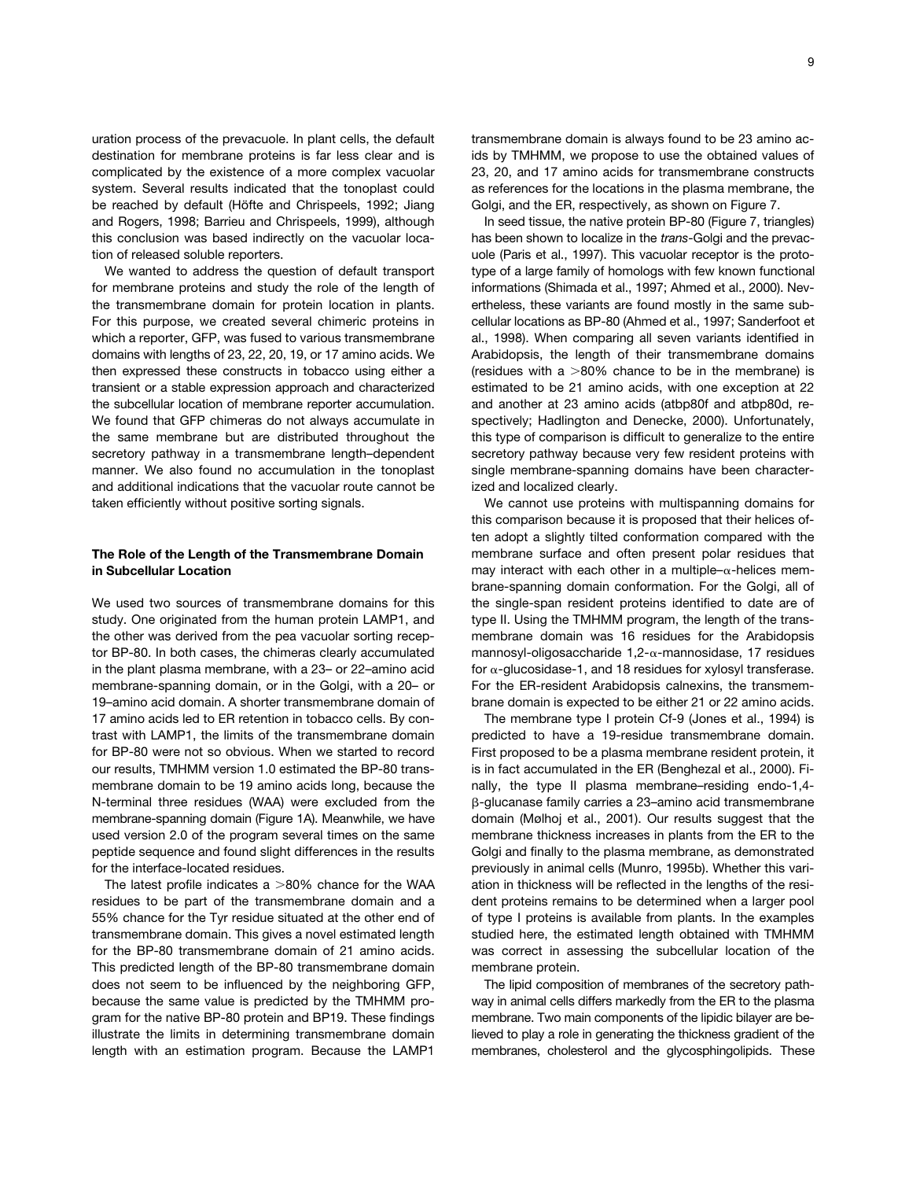uration process of the prevacuole. In plant cells, the default destination for membrane proteins is far less clear and is complicated by the existence of a more complex vacuolar system. Several results indicated that the tonoplast could be reached by default (Höfte and Chrispeels, 1992; Jiang and Rogers, 1998; Barrieu and Chrispeels, 1999), although this conclusion was based indirectly on the vacuolar location of released soluble reporters.

We wanted to address the question of default transport for membrane proteins and study the role of the length of the transmembrane domain for protein location in plants. For this purpose, we created several chimeric proteins in which a reporter, GFP, was fused to various transmembrane domains with lengths of 23, 22, 20, 19, or 17 amino acids. We then expressed these constructs in tobacco using either a transient or a stable expression approach and characterized the subcellular location of membrane reporter accumulation. We found that GFP chimeras do not always accumulate in the same membrane but are distributed throughout the secretory pathway in a transmembrane length–dependent manner. We also found no accumulation in the tonoplast and additional indications that the vacuolar route cannot be taken efficiently without positive sorting signals.

### The Role of the Length of the Transmembrane Domain in Subcellular Location

We used two sources of transmembrane domains for this study. One originated from the human protein LAMP1, and the other was derived from the pea vacuolar sorting receptor BP-80. In both cases, the chimeras clearly accumulated in the plant plasma membrane, with a 23– or 22–amino acid membrane-spanning domain, or in the Golgi, with a 20– or 19–amino acid domain. A shorter transmembrane domain of 17 amino acids led to ER retention in tobacco cells. By contrast with LAMP1, the limits of the transmembrane domain for BP-80 were not so obvious. When we started to record our results, TMHMM version 1.0 estimated the BP-80 transmembrane domain to be 19 amino acids long, because the N-terminal three residues (WAA) were excluded from the membrane-spanning domain (Figure 1A). Meanwhile, we have used version 2.0 of the program several times on the same peptide sequence and found slight differences in the results for the interface-located residues.

The latest profile indicates a >80% chance for the WAA residues to be part of the transmembrane domain and a 55% chance for the Tyr residue situated at the other end of transmembrane domain. This gives a novel estimated length for the BP-80 transmembrane domain of 21 amino acids. This predicted length of the BP-80 transmembrane domain does not seem to be influenced by the neighboring GFP, because the same value is predicted by the TMHMM program for the native BP-80 protein and BP19. These findings illustrate the limits in determining transmembrane domain length with an estimation program. Because the LAMP1 transmembrane domain is always found to be 23 amino acids by TMHMM, we propose to use the obtained values of 23, 20, and 17 amino acids for transmembrane constructs as references for the locations in the plasma membrane, the Golgi, and the ER, respectively, as shown on Figure 7.

In seed tissue, the native protein BP-80 (Figure 7, triangles) has been shown to localize in the *trans*-Golgi and the prevacuole (Paris et al., 1997). This vacuolar receptor is the prototype of a large family of homologs with few known functional informations (Shimada et al., 1997; Ahmed et al., 2000). Nevertheless, these variants are found mostly in the same subcellular locations as BP-80 (Ahmed et al., 1997; Sanderfoot et al., 1998). When comparing all seven variants identified in Arabidopsis, the length of their transmembrane domains (residues with a >80% chance to be in the membrane) is estimated to be 21 amino acids, with one exception at 22 and another at 23 amino acids (atbp80f and atbp80d, respectively; Hadlington and Denecke, 2000). Unfortunately, this type of comparison is difficult to generalize to the entire secretory pathway because very few resident proteins with single membrane-spanning domains have been characterized and localized clearly.

We cannot use proteins with multispanning domains for this comparison because it is proposed that their helices often adopt a slightly tilted conformation compared with the membrane surface and often present polar residues that may interact with each other in a multiple–α-helices membrane-spanning domain conformation. For the Golgi, all of the single-span resident proteins identified to date are of type II. Using the TMHMM program, the length of the transmembrane domain was 16 residues for the Arabidopsis mannosyl-oligosaccharide 1,2-α-mannosidase, 17 residues for α-glucosidase-1, and 18 residues for xylosyl transferase. For the ER-resident Arabidopsis calnexins, the transmembrane domain is expected to be either 21 or 22 amino acids.

The membrane type I protein Cf-9 (Jones et al., 1994) is predicted to have a 19-residue transmembrane domain. First proposed to be a plasma membrane resident protein, it is in fact accumulated in the ER (Benghezal et al., 2000). Finally, the type II plasma membrane–residing endo-1,4-β-glucanase family carries a 23–amino acid transmembrane domain (Mølhoj et al., 2001). Our results suggest that the membrane thickness increases in plants from the ER to the Golgi and finally to the plasma membrane, as demonstrated previously in animal cells (Munro, 1995b). Whether this variation in thickness will be reflected in the lengths of the resident proteins remains to be determined when a larger pool of type I proteins is available from plants. In the examples studied here, the estimated length obtained with TMHMM was correct in assessing the subcellular location of the membrane protein.

The lipid composition of membranes of the secretory pathway in animal cells differs markedly from the ER to the plasma membrane. Two main components of the lipidic bilayer are believed to play a role in generating the thickness gradient of the membranes, cholesterol and the glycosphingolipids. These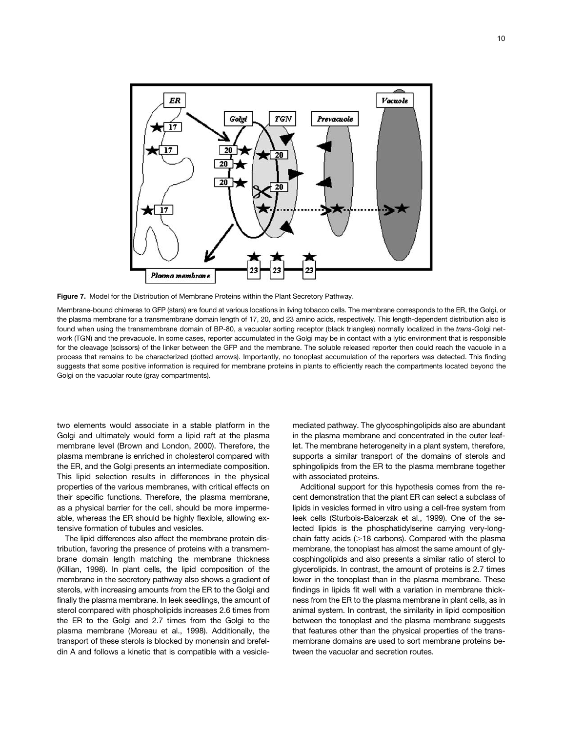**Figure 7.** Model for the Distribution of Membrane Proteins within the Plant Secretory Pathway.

Membrane-bound chimeras to GFP (stars) are found at various locations in living tobacco cells. The membrane corresponds to the ER, the Golgi, or the plasma membrane for a transmembrane domain length of 17, 20, and 23 amino acids, respectively. This length-dependent distribution also is found when using the transmembrane domain of BP-80, a vacuolar sorting receptor (black triangles) normally localized in the *trans*-Golgi network (TGN) and the prevacuole. In some cases, reporter accumulated in the Golgi may be in contact with a lytic environment that is responsible for the cleavage (scissors) of the linker between the GFP and the membrane. The soluble released reporter then could reach the vacuole in a process that remains to be characterized (dotted arrows). Importantly, no tonoplast accumulation of the reporters was detected. This finding suggests that some positive information is required for membrane proteins in plants to efficiently reach the compartments located beyond the Golgi on the vacuolar route (gray compartments).

two elements would associate in a stable platform in the Golgi and ultimately would form a lipid raft at the plasma membrane level (Brown and London, 2000). Therefore, the plasma membrane is enriched in cholesterol compared with the ER, and the Golgi presents an intermediate composition. This lipid selection results in differences in the physical properties of the various membranes, with critical effects on their specific functions. Therefore, the plasma membrane, as a physical barrier for the cell, should be more impermeable, whereas the ER should be highly flexible, allowing extensive formation of tubules and vesicles.

The lipid differences also affect the membrane protein distribution, favoring the presence of proteins with a transmembrane domain length matching the membrane thickness (Killian, 1998). In plant cells, the lipid composition of the membrane in the secretory pathway also shows a gradient of sterols, with increasing amounts from the ER to the Golgi and finally the plasma membrane. In leek seedlings, the amount of sterol compared with phospholipids increases 2.6 times from the ER to the Golgi and 2.7 times from the Golgi to the plasma membrane (Moreau et al., 1998). Additionally, the transport of these sterols is blocked by monensin and brefeldin A and follows a kinetic that is compatible with a vesicle-mediated pathway. The glycosphingolipids also are abundant in the plasma membrane and concentrated in the outer leaflet. The membrane heterogeneity in a plant system, therefore, supports a similar transport of the domains of sterols and sphingolipids from the ER to the plasma membrane together with associated proteins.

Additional support for this hypothesis comes from the recent demonstration that the plant ER can select a subclass of lipids in vesicles formed in vitro using a cell-free system from leek cells (Sturbois-Balcerzak et al., 1999). One of the selected lipids is the phosphatidylserine carrying very-long-chain fatty acids (>18 carbons). Compared with the plasma membrane, the tonoplast has almost the same amount of glycosphingolipids and also presents a similar ratio of sterol to glycerolipids. In contrast, the amount of proteins is 2.7 times lower in the tonoplast than in the plasma membrane. These findings in lipids fit well with a variation in membrane thickness from the ER to the plasma membrane in plant cells, as in animal system. In contrast, the similarity in lipid composition between the tonoplast and the plasma membrane suggests that features other than the physical properties of the transmembrane domains are used to sort membrane proteins between the vacuolar and secretion routes.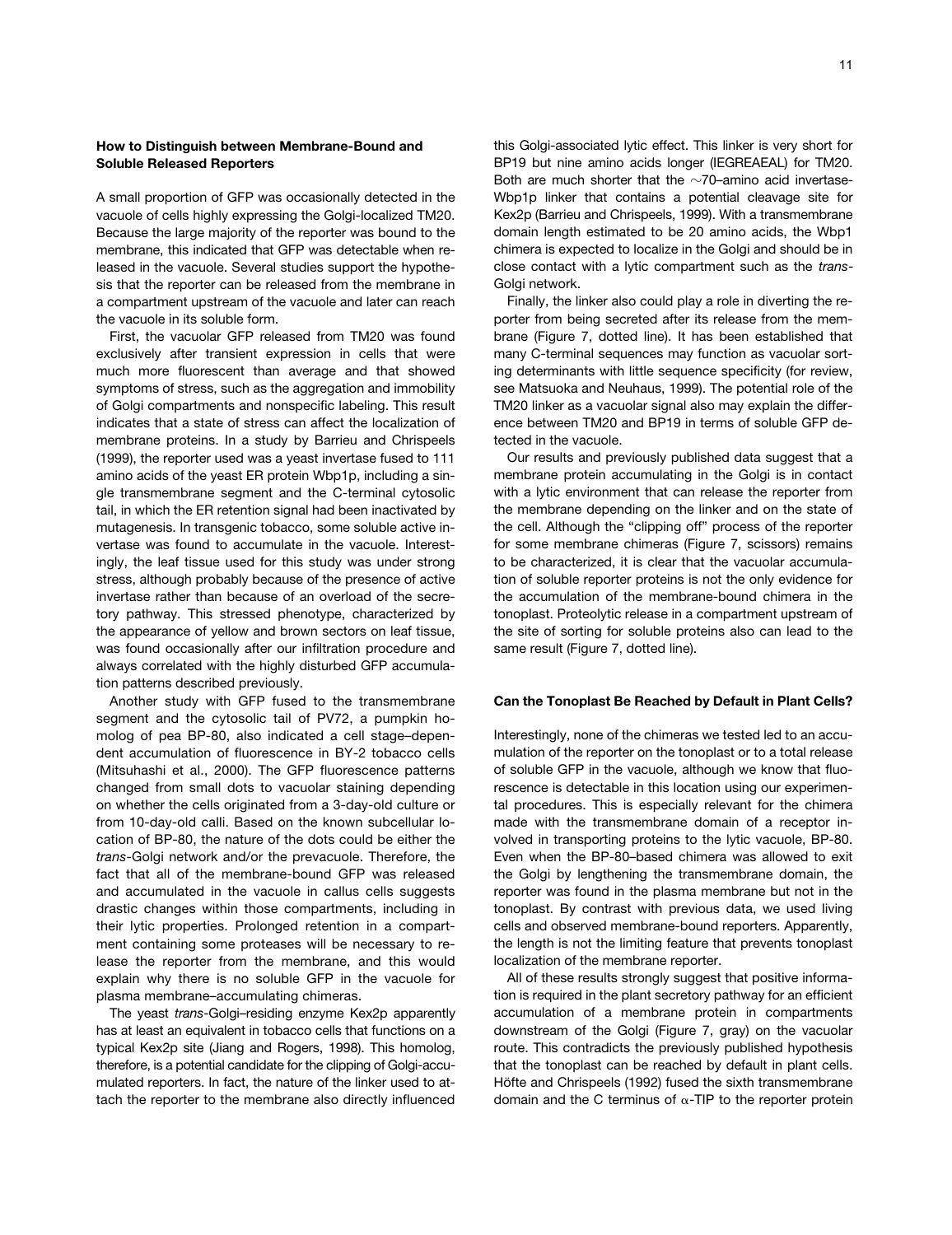### How to Distinguish between Membrane-Bound and Soluble Released Reporters

A small proportion of GFP was occasionally detected in the vacuole of cells highly expressing the Golgi-localized TM20. Because the large majority of the reporter was bound to the membrane, this indicated that GFP was detectable when released in the vacuole. Several studies support the hypothesis that the reporter can be released from the membrane in a compartment upstream of the vacuole and later can reach the vacuole in its soluble form.

First, the vacuolar GFP released from TM20 was found exclusively after transient expression in cells that were much more fluorescent than average and that showed symptoms of stress, such as the aggregation and immobility of Golgi compartments and nonspecific labeling. This result indicates that a state of stress can affect the localization of membrane proteins. In a study by Barrieu and Chrispeels (1999), the reporter used was a yeast invertase fused to 111 amino acids of the yeast ER protein Wbp1p, including a single transmembrane segment and the C-terminal cytosolic tail, in which the ER retention signal had been inactivated by mutagenesis. In transgenic tobacco, some soluble active invertase was found to accumulate in the vacuole. Interestingly, the leaf tissue used for this study was under strong stress, although probably because of the presence of active invertase rather than because of an overload of the secretory pathway. This stressed phenotype, characterized by the appearance of yellow and brown sectors on leaf tissue, was found occasionally after our infiltration procedure and always correlated with the highly disturbed GFP accumulation patterns described previously.

Another study with GFP fused to the transmembrane segment and the cytosolic tail of PV72, a pumpkin homolog of pea BP-80, also indicated a cell stage–dependent accumulation of fluorescence in BY-2 tobacco cells (Mitsuhashi et al., 2000). The GFP fluorescence patterns changed from small dots to vacuolar staining depending on whether the cells originated from a 3-day-old culture or from 10-day-old calli. Based on the known subcellular location of BP-80, the nature of the dots could be either the *trans*-Golgi network and/or the prevacuole. Therefore, the fact that all of the membrane-bound GFP was released and accumulated in the vacuole in callus cells suggests drastic changes within those compartments, including in their lytic properties. Prolonged retention in a compartment containing some proteases will be necessary to release the reporter from the membrane, and this would explain why there is no soluble GFP in the vacuole for plasma membrane–accumulating chimeras.

The yeast *trans*-Golgi–residing enzyme Kex2p apparently has at least an equivalent in tobacco cells that functions on a typical Kex2p site (Jiang and Rogers, 1998). This homolog, therefore, is a potential candidate for the clipping of Golgi-accumulated reporters. In fact, the nature of the linker used to attach the reporter to the membrane also directly influenced this Golgi-associated lytic effect. This linker is very short for BP19 but nine amino acids longer (IEGREAEAL) for TM20. Both are much shorter that the ~70–amino acid invertase-Wbp1p linker that contains a potential cleavage site for Kex2p (Barrieu and Chrispeels, 1999). With a transmembrane domain length estimated to be 20 amino acids, the Wbp1 chimera is expected to localize in the Golgi and should be in close contact with a lytic compartment such as the *trans*-Golgi network.

Finally, the linker also could play a role in diverting the reporter from being secreted after its release from the membrane (Figure 7, dotted line). It has been established that many C-terminal sequences may function as vacuolar sorting determinants with little sequence specificity (for review, see Matsuoka and Neuhaus, 1999). The potential role of the TM20 linker as a vacuolar signal also may explain the difference between TM20 and BP19 in terms of soluble GFP detected in the vacuole.

Our results and previously published data suggest that a membrane protein accumulating in the Golgi is in contact with a lytic environment that can release the reporter from the membrane depending on the linker and on the state of the cell. Although the "clipping off" process of the reporter for some membrane chimeras (Figure 7, scissors) remains to be characterized, it is clear that the vacuolar accumulation of soluble reporter proteins is not the only evidence for the accumulation of the membrane-bound chimera in the tonoplast. Proteolytic release in a compartment upstream of the site of sorting for soluble proteins also can lead to the same result (Figure 7, dotted line).

### Can the Tonoplast Be Reached by Default in Plant Cells?

Interestingly, none of the chimeras we tested led to an accumulation of the reporter on the tonoplast or to a total release of soluble GFP in the vacuole, although we know that fluorescence is detectable in this location using our experimental procedures. This is especially relevant for the chimera made with the transmembrane domain of a receptor involved in transporting proteins to the lytic vacuole, BP-80. Even when the BP-80–based chimera was allowed to exit the Golgi by lengthening the transmembrane domain, the reporter was found in the plasma membrane but not in the tonoplast. By contrast with previous data, we used living cells and observed membrane-bound reporters. Apparently, the length is not the limiting feature that prevents tonoplast localization of the membrane reporter.

All of these results strongly suggest that positive information is required in the plant secretory pathway for an efficient accumulation of a membrane protein in compartments downstream of the Golgi (Figure 7, gray) on the vacuolar route. This contradicts the previously published hypothesis that the tonoplast can be reached by default in plant cells. Höfte and Chrispeels (1992) fused the sixth transmembrane domain and the C terminus of α-TIP to the reporter protein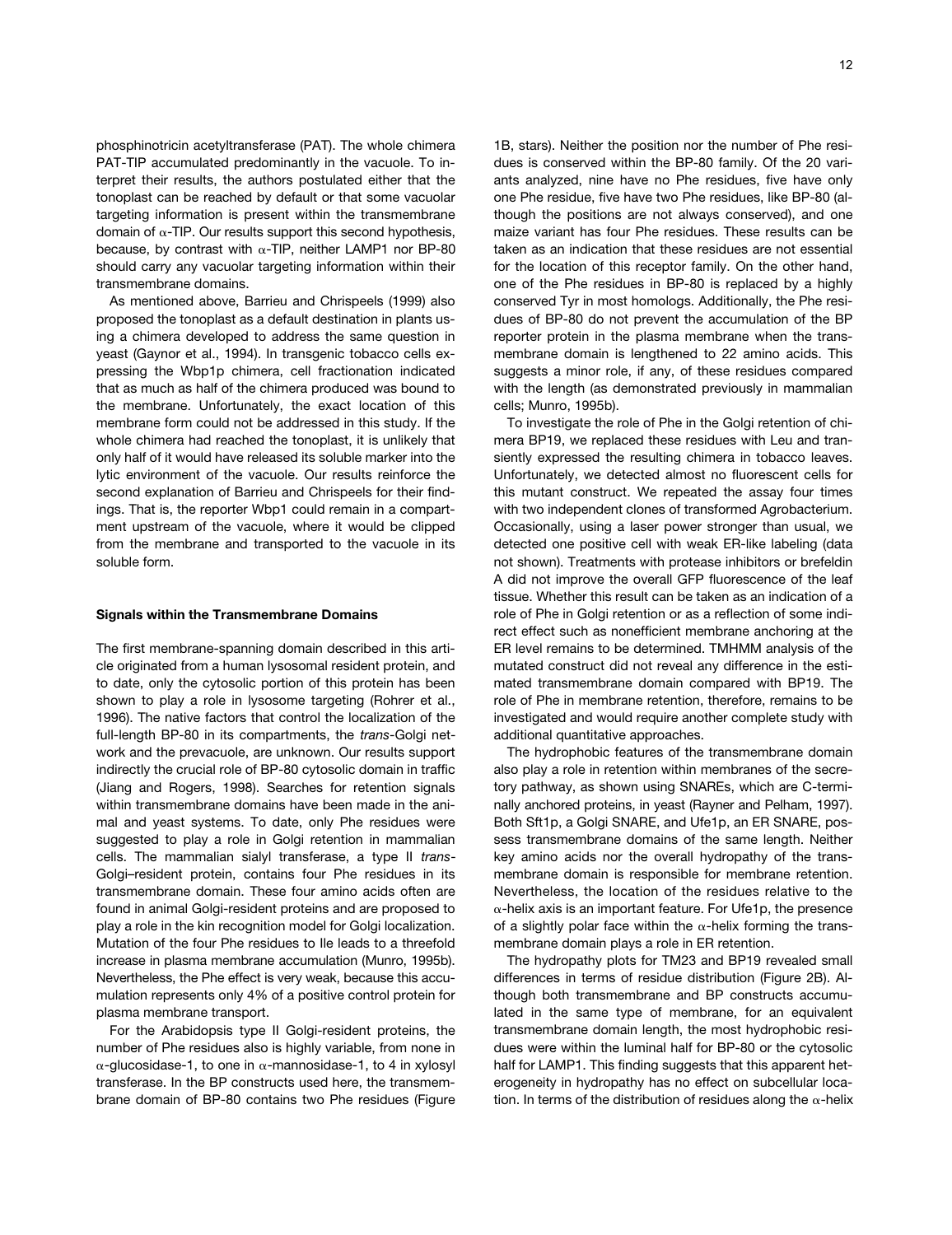phosphinotricin acetyltransferase (PAT). The whole chimera PAT-TIP accumulated predominantly in the vacuole. To interpret their results, the authors postulated either that the tonoplast can be reached by default or that some vacuolar targeting information is present within the transmembrane domain of α-TIP. Our results support this second hypothesis, because, by contrast with α-TIP, neither LAMP1 nor BP-80 should carry any vacuolar targeting information within their transmembrane domains.

As mentioned above, Barrieu and Chrispeels (1999) also proposed the tonoplast as a default destination in plants using a chimera developed to address the same question in yeast (Gaynor et al., 1994). In transgenic tobacco cells expressing the Wbp1p chimera, cell fractionation indicated that as much as half of the chimera produced was bound to the membrane. Unfortunately, the exact location of this membrane form could not be addressed in this study. If the whole chimera had reached the tonoplast, it is unlikely that only half of it would have released its soluble marker into the lytic environment of the vacuole. Our results reinforce the second explanation of Barrieu and Chrispeels for their findings. That is, the reporter Wbp1 could remain in a compartment upstream of the vacuole, where it would be clipped from the membrane and transported to the vacuole in its soluble form.

### Signals within the Transmembrane Domains

The first membrane-spanning domain described in this article originated from a human lysosomal resident protein, and to date, only the cytosolic portion of this protein has been shown to play a role in lysosome targeting (Rohrer et al., 1996). The native factors that control the localization of the full-length BP-80 in its compartments, the *trans*-Golgi network and the prevacuole, are unknown. Our results support indirectly the crucial role of BP-80 cytosolic domain in traffic (Jiang and Rogers, 1998). Searches for retention signals within transmembrane domains have been made in the animal and yeast systems. To date, only Phe residues were suggested to play a role in Golgi retention in mammalian cells. The mammalian sialyl transferase, a type II *trans*-Golgi–resident protein, contains four Phe residues in its transmembrane domain. These four amino acids often are found in animal Golgi-resident proteins and are proposed to play a role in the kin recognition model for Golgi localization. Mutation of the four Phe residues to Ile leads to a threefold increase in plasma membrane accumulation (Munro, 1995b). Nevertheless, the Phe effect is very weak, because this accumulation represents only 4% of a positive control protein for plasma membrane transport.

For the Arabidopsis type II Golgi-resident proteins, the number of Phe residues also is highly variable, from none in α-glucosidase-1, to one in α-mannosidase-1, to 4 in xylosyl transferase. In the BP constructs used here, the transmembrane domain of BP-80 contains two Phe residues (Figure 1B, stars). Neither the position nor the number of Phe residues is conserved within the BP-80 family. Of the 20 variants analyzed, nine have no Phe residues, five have only one Phe residue, five have two Phe residues, like BP-80 (although the positions are not always conserved), and one maize variant has four Phe residues. These results can be taken as an indication that these residues are not essential for the location of this receptor family. On the other hand, one of the Phe residues in BP-80 is replaced by a highly conserved Tyr in most homologs. Additionally, the Phe residues of BP-80 do not prevent the accumulation of the BP reporter protein in the plasma membrane when the transmembrane domain is lengthened to 22 amino acids. This suggests a minor role, if any, of these residues compared with the length (as demonstrated previously in mammalian cells; Munro, 1995b).

To investigate the role of Phe in the Golgi retention of chimera BP19, we replaced these residues with Leu and transiently expressed the resulting chimera in tobacco leaves. Unfortunately, we detected almost no fluorescent cells for this mutant construct. We repeated the assay four times with two independent clones of transformed Agrobacterium. Occasionally, using a laser power stronger than usual, we detected one positive cell with weak ER-like labeling (data not shown). Treatments with protease inhibitors or brefeldin A did not improve the overall GFP fluorescence of the leaf tissue. Whether this result can be taken as an indication of a role of Phe in Golgi retention or as a reflection of some indirect effect such as nonefficient membrane anchoring at the ER level remains to be determined. TMHMM analysis of the mutated construct did not reveal any difference in the estimated transmembrane domain compared with BP19. The role of Phe in membrane retention, therefore, remains to be investigated and would require another complete study with additional quantitative approaches.

The hydrophobic features of the transmembrane domain also play a role in retention within membranes of the secretory pathway, as shown using SNAREs, which are C-terminally anchored proteins, in yeast (Rayner and Pelham, 1997). Both Sft1p, a Golgi SNARE, and Ufe1p, an ER SNARE, possess transmembrane domains of the same length. Neither key amino acids nor the overall hydropathy of the transmembrane domain is responsible for membrane retention. Nevertheless, the location of the residues relative to the α-helix axis is an important feature. For Ufe1p, the presence of a slightly polar face within the α-helix forming the transmembrane domain plays a role in ER retention.

The hydropathy plots for TM23 and BP19 revealed small differences in terms of residue distribution (Figure 2B). Although both transmembrane and BP constructs accumulated in the same type of membrane, for an equivalent transmembrane domain length, the most hydrophobic residues were within the luminal half for BP-80 or the cytosolic half for LAMP1. This finding suggests that this apparent heterogeneity in hydropathy has no effect on subcellular location. In terms of the distribution of residues along the α-helix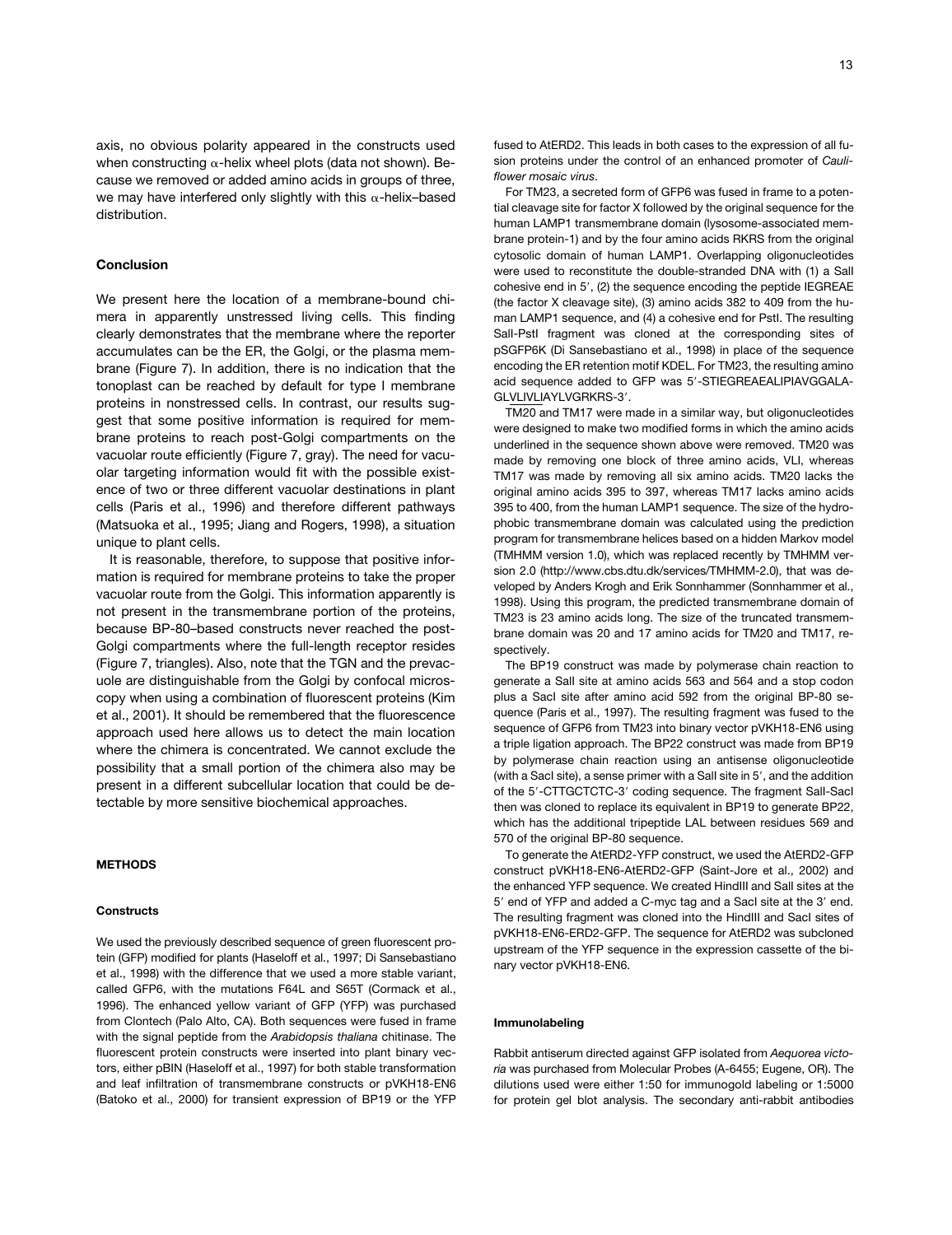axis, no obvious polarity appeared in the constructs used when constructing α-helix wheel plots (data not shown). Because we removed or added amino acids in groups of three, we may have interfered only slightly with this α-helix–based distribution.

## Conclusion

We present here the location of a membrane-bound chimera in apparently unstressed living cells. This finding clearly demonstrates that the membrane where the reporter accumulates can be the ER, the Golgi, or the plasma membrane (Figure 7). In addition, there is no indication that the tonoplast can be reached by default for type I membrane proteins in nonstressed cells. In contrast, our results suggest that some positive information is required for membrane proteins to reach post-Golgi compartments on the vacuolar route efficiently (Figure 7, gray). The need for vacuolar targeting information would fit with the possible existence of two or three different vacuolar destinations in plant cells (Paris et al., 1996) and therefore different pathways (Matsuoka et al., 1995; Jiang and Rogers, 1998), a situation unique to plant cells.

It is reasonable, therefore, to suppose that positive information is required for membrane proteins to take the proper vacuolar route from the Golgi. This information apparently is not present in the transmembrane portion of the proteins, because BP-80–based constructs never reached the post-Golgi compartments where the full-length receptor resides (Figure 7, triangles). Also, note that the TGN and the prevacuole are distinguishable from the Golgi by confocal microscopy when using a combination of fluorescent proteins (Kim et al., 2001). It should be remembered that the fluorescence approach used here allows us to detect the main location where the chimera is concentrated. We cannot exclude the possibility that a small portion of the chimera also may be present in a different subcellular location that could be detectable by more sensitive biochemical approaches.

## METHODS

### Constructs

We used the previously described sequence of green fluorescent protein (GFP) modified for plants (Haseloff et al., 1997; Di Sansebastiano et al., 1998) with the difference that we used a more stable variant, called GFP6, with the mutations F64L and S65T (Cormack et al., 1996). The enhanced yellow variant of GFP (YFP) was purchased from Clontech (Palo Alto, CA). Both sequences were fused in frame with the signal peptide from the *Arabidopsis thaliana* chitinase. The fluorescent protein constructs were inserted into plant binary vectors, either pBIN (Haseloff et al., 1997) for both stable transformation and leaf infiltration of transmembrane constructs or pVKH18-EN6 (Batoko et al., 2000) for transient expression of BP19 or the YFP fused to AtERD2. This leads in both cases to the expression of all fusion proteins under the control of an enhanced promoter of *Cauliflower mosaic virus*.

For TM23, a secreted form of GFP6 was fused in frame to a potential cleavage site for factor X followed by the original sequence for the human LAMP1 transmembrane domain (lysosome-associated membrane protein-1) and by the four amino acids RKRS from the original cytosolic domain of human LAMP1. Overlapping oligonucleotides were used to reconstitute the double-stranded DNA with (1) a SalI cohesive end in 5′, (2) the sequence encoding the peptide IEGREAE (the factor X cleavage site), (3) amino acids 382 to 409 from the human LAMP1 sequence, and (4) a cohesive end for PstI. The resulting SalI-PstI fragment was cloned at the corresponding sites of pSGFP6K (Di Sansebastiano et al., 1998) in place of the sequence encoding the ER retention motif KDEL. For TM23, the resulting amino acid sequence added to GFP was 5′-STIEGREAEALIPIAVGGALAGLVLIVLIAYLVGRKRS-3′.

TM20 and TM17 were made in a similar way, but oligonucleotides were designed to make two modified forms in which the amino acids underlined in the sequence shown above were removed. TM20 was made by removing one block of three amino acids, VLI, whereas TM17 was made by removing all six amino acids. TM20 lacks the original amino acids 395 to 397, whereas TM17 lacks amino acids 395 to 400, from the human LAMP1 sequence. The size of the hydrophobic transmembrane domain was calculated using the prediction program for transmembrane helices based on a hidden Markov model (TMHMM version 1.0), which was replaced recently by TMHMM version 2.0 (http://www.cbs.dtu.dk/services/TMHMM-2.0), that was developed by Anders Krogh and Erik Sonnhammer (Sonnhammer et al., 1998). Using this program, the predicted transmembrane domain of TM23 is 23 amino acids long. The size of the truncated transmembrane domain was 20 and 17 amino acids for TM20 and TM17, respectively.

The BP19 construct was made by polymerase chain reaction to generate a SalI site at amino acids 563 and 564 and a stop codon plus a SacI site after amino acid 592 from the original BP-80 sequence (Paris et al., 1997). The resulting fragment was fused to the sequence of GFP6 from TM23 into binary vector pVKH18-EN6 using a triple ligation approach. The BP22 construct was made from BP19 by polymerase chain reaction using an antisense oligonucleotide (with a SacI site), a sense primer with a SalI site in 5′, and the addition of the 5′-CTTGCTCTC-3′ coding sequence. The fragment SalI-SacI then was cloned to replace its equivalent in BP19 to generate BP22, which has the additional tripeptide LAL between residues 569 and 570 of the original BP-80 sequence.

To generate the AtERD2-YFP construct, we used the AtERD2-GFP construct pVKH18-EN6-AtERD2-GFP (Saint-Jore et al., 2002) and the enhanced YFP sequence. We created HindIII and SalI sites at the 5′ end of YFP and added a C-myc tag and a SacI site at the 3′ end. The resulting fragment was cloned into the HindIII and SacI sites of pVKH18-EN6-ERD2-GFP. The sequence for AtERD2 was subcloned upstream of the YFP sequence in the expression cassette of the binary vector pVKH18-EN6.

### Immunolabeling

Rabbit antiserum directed against GFP isolated from *Aequorea victoria* was purchased from Molecular Probes (A-6455; Eugene, OR). The dilutions used were either 1:50 for immunogold labeling or 1:5000 for protein gel blot analysis. The secondary anti-rabbit antibodies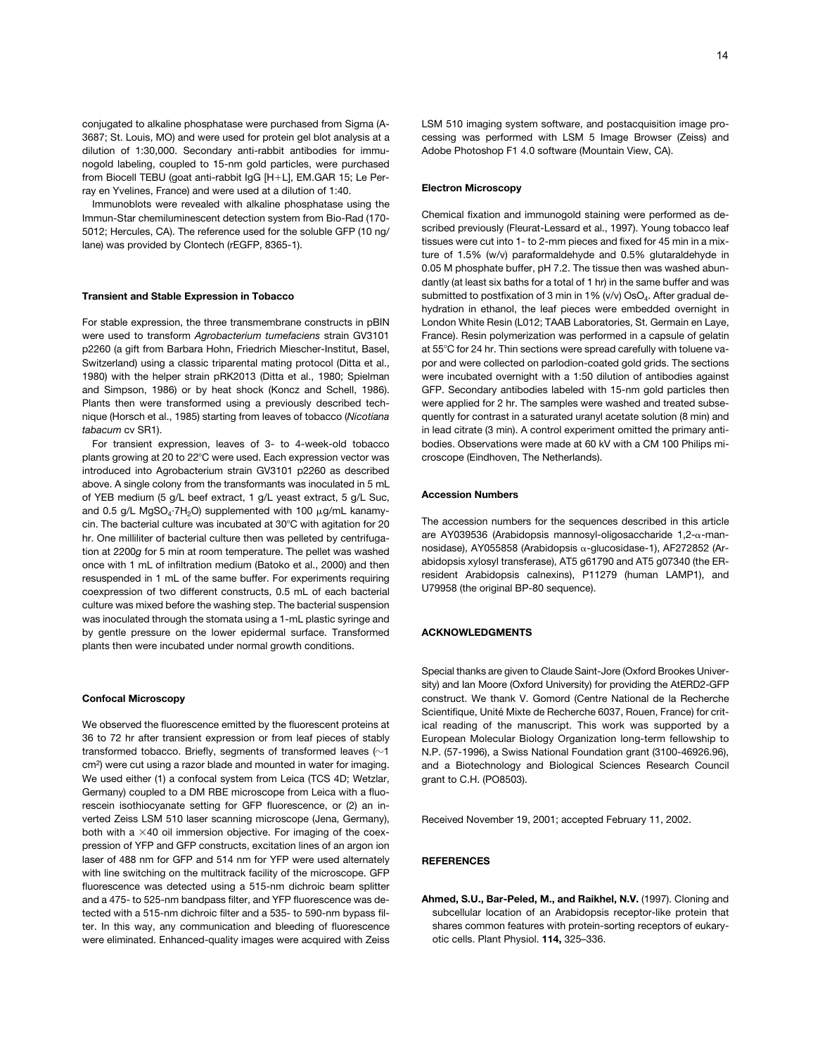conjugated to alkaline phosphatase were purchased from Sigma (A-3687; St. Louis, MO) and were used for protein gel blot analysis at a dilution of 1:30,000. Secondary anti-rabbit antibodies for immunogold labeling, coupled to 15-nm gold particles, were purchased from Biocell TEBU (goat anti-rabbit IgG [H+L], EM.GAR 15; Le Perray en Yvelines, France) and were used at a dilution of 1:40.

Immunoblots were revealed with alkaline phosphatase using the Immun-Star chemiluminescent detection system from Bio-Rad (170-5012; Hercules, CA). The reference used for the soluble GFP (10 ng/lane) was provided by Clontech (rEGFP, 8365-1).

#### Transient and Stable Expression in Tobacco

For stable expression, the three transmembrane constructs in pBIN were used to transform *Agrobacterium tumefaciens* strain GV3101 p2260 (a gift from Barbara Hohn, Friedrich Miescher-Institut, Basel, Switzerland) using a classic triparental mating protocol (Ditta et al., 1980) with the helper strain pRK2013 (Ditta et al., 1980; Spielman and Simpson, 1986) or by heat shock (Koncz and Schell, 1986). Plants then were transformed using a previously described technique (Horsch et al., 1985) starting from leaves of tobacco (*Nicotiana tabacum* cv SR1).

For transient expression, leaves of 3- to 4-week-old tobacco plants growing at 20 to 22°C were used. Each expression vector was introduced into Agrobacterium strain GV3101 p2260 as described above. A single colony from the transformants was inoculated in 5 mL of YEB medium (5 g/L beef extract, 1 g/L yeast extract, 5 g/L Suc, and 0.5 g/L $MgSO_4 \cdot 7H_2O$) supplemented with 100 μg/mL kanamycin. The bacterial culture was incubated at 30°C with agitation for 20 hr. One milliliter of bacterial culture then was pelleted by centrifugation at 2200*g* for 5 min at room temperature. The pellet was washed once with 1 mL of infiltration medium (Batoko et al., 2000) and then resuspended in 1 mL of the same buffer. For experiments requiring coexpression of two different constructs, 0.5 mL of each bacterial culture was mixed before the washing step. The bacterial suspension was inoculated through the stomata using a 1-mL plastic syringe and by gentle pressure on the lower epidermal surface. Transformed plants then were incubated under normal growth conditions.

#### Confocal Microscopy

We observed the fluorescence emitted by the fluorescent proteins at 36 to 72 hr after transient expression or from leaf pieces of stably transformed tobacco. Briefly, segments of transformed leaves (~1 $cm^2$) were cut using a razor blade and mounted in water for imaging. We used either (1) a confocal system from Leica (TCS 4D; Wetzlar, Germany) coupled to a DM RBE microscope from Leica with a fluorescein isothiocyanate setting for GFP fluorescence, or (2) an inverted Zeiss LSM 510 laser scanning microscope (Jena, Germany), both with a ×40 oil immersion objective. For imaging of the coexpression of YFP and GFP constructs, excitation lines of an argon ion laser of 488 nm for GFP and 514 nm for YFP were used alternately with line switching on the multitrack facility of the microscope. GFP fluorescence was detected using a 515-nm dichroic beam splitter and a 475- to 525-nm bandpass filter, and YFP fluorescence was detected with a 515-nm dichroic filter and a 535- to 590-nm bypass filter. In this way, any communication and bleeding of fluorescence were eliminated. Enhanced-quality images were acquired with Zeiss LSM 510 imaging system software, and postacquisition image processing was performed with LSM 5 Image Browser (Zeiss) and Adobe Photoshop F1 4.0 software (Mountain View, CA).

#### Electron Microscopy

Chemical fixation and immunogold staining were performed as described previously (Fleurat-Lessard et al., 1997). Young tobacco leaf tissues were cut into 1- to 2-mm pieces and fixed for 45 min in a mixture of 1.5% (w/v) paraformaldehyde and 0.5% glutaraldehyde in 0.05 M phosphate buffer, pH 7.2. The tissue then was washed abundantly (at least six baths for a total of 1 hr) in the same buffer and was submitted to postfixation of 3 min in 1% (v/v) $OsO_4$. After gradual dehydration in ethanol, the leaf pieces were embedded overnight in London White Resin (L012; TAAB Laboratories, St. Germain en Laye, France). Resin polymerization was performed in a capsule of gelatin at 55°C for 24 hr. Thin sections were spread carefully with toluene vapor and were collected on parlodion-coated gold grids. The sections were incubated overnight with a 1:50 dilution of antibodies against GFP. Secondary antibodies labeled with 15-nm gold particles then were applied for 2 hr. The samples were washed and treated subsequently for contrast in a saturated uranyl acetate solution (8 min) and in lead citrate (3 min). A control experiment omitted the primary antibodies. Observations were made at 60 kV with a CM 100 Philips microscope (Eindhoven, The Netherlands).

#### Accession Numbers

The accession numbers for the sequences described in this article are AY039536 (Arabidopsis mannosyl-oligosaccharide 1,2-α-mannosidase), AY055858 (Arabidopsis α-glucosidase-1), AF272852 (Arabidopsis xylosyl transferase), AT5 g61790 and AT5 g07340 (the ER-resident Arabidopsis calnexins), P11279 (human LAMP1), and U79958 (the original BP-80 sequence).

### ACKNOWLEDGMENTS

Special thanks are given to Claude Saint-Jore (Oxford Brookes University) and Ian Moore (Oxford University) for providing the AtERD2-GFP construct. We thank V. Gomord (Centre National de la Recherche Scientifique, Unité Mixte de Recherche 6037, Rouen, France) for critical reading of the manuscript. This work was supported by a European Molecular Biology Organization long-term fellowship to N.P. (57-1996), a Swiss National Foundation grant (3100-46926.96), and a Biotechnology and Biological Sciences Research Council grant to C.H. (PO8503).

Received November 19, 2001; accepted February 11, 2002.

### REFERENCES

**Ahmed, S.U., Bar-Peled, M., and Raikhel, N.V.** (1997). Cloning and subcellular location of an Arabidopsis receptor-like protein that shares common features with protein-sorting receptors of eukaryotic cells. Plant Physiol. **114,** 325–336.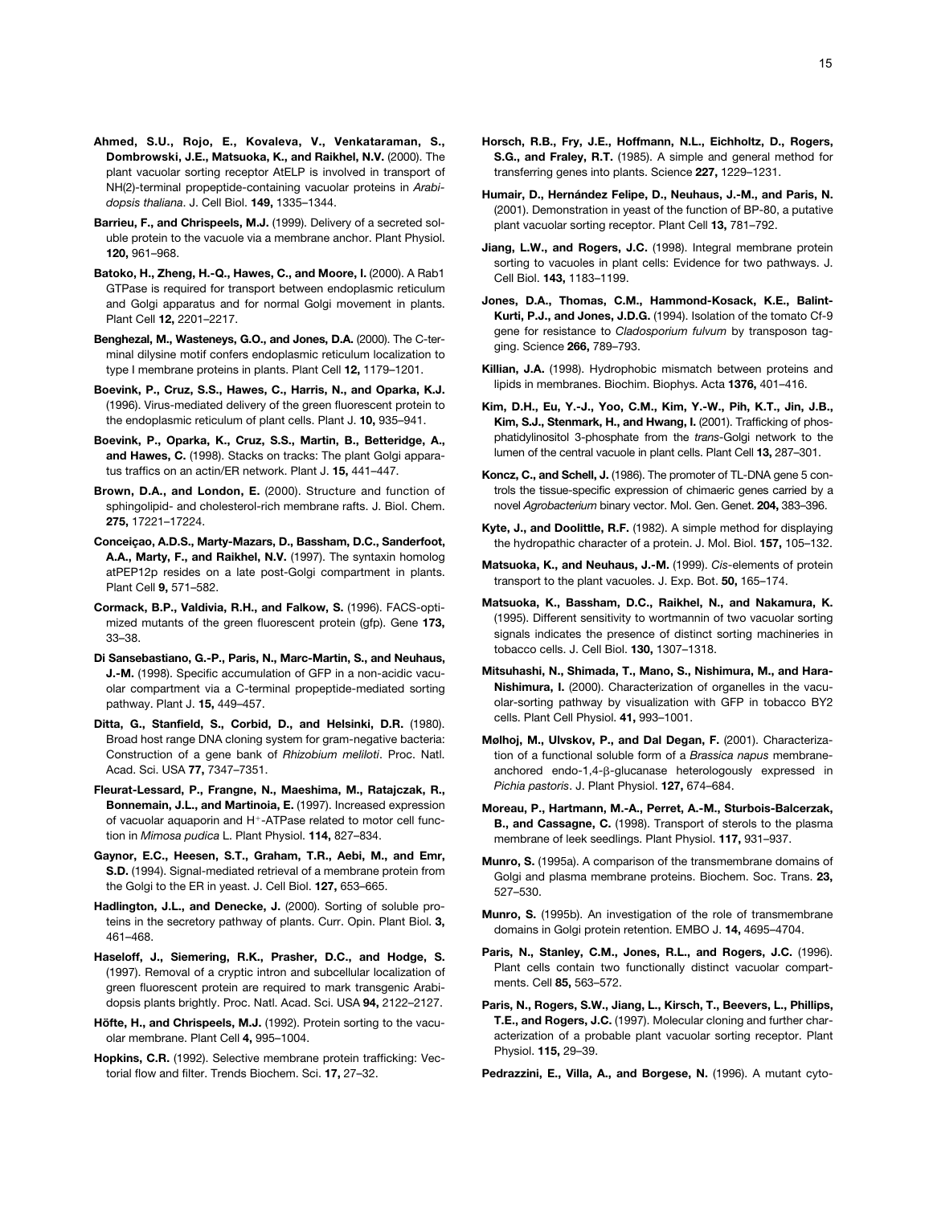**Ahmed, S.U., Rojo, E., Kovaleva, V., Venkataraman, S., Dombrowski, J.E., Matsuoka, K., and Raikhel, N.V.** (2000). The plant vacuolar sorting receptor AtELP is involved in transport of NH(2)-terminal propeptide-containing vacuolar proteins in *Arabidopsis thaliana*. J. Cell Biol. **149,** 1335–1344.

**Barrieu, F., and Chrispeels, M.J.** (1999). Delivery of a secreted soluble protein to the vacuole via a membrane anchor. Plant Physiol. **120,** 961–968.

**Batoko, H., Zheng, H.-Q., Hawes, C., and Moore, I.** (2000). A Rab1 GTPase is required for transport between endoplasmic reticulum and Golgi apparatus and for normal Golgi movement in plants. Plant Cell **12,** 2201–2217.

**Benghezal, M., Wasteneys, G.O., and Jones, D.A.** (2000). The C-terminal dilysine motif confers endoplasmic reticulum localization to type I membrane proteins in plants. Plant Cell **12,** 1179–1201.

**Boevink, P., Cruz, S.S., Hawes, C., Harris, N., and Oparka, K.J.** (1996). Virus-mediated delivery of the green fluorescent protein to the endoplasmic reticulum of plant cells. Plant J. **10,** 935–941.

**Boevink, P., Oparka, K., Cruz, S.S., Martin, B., Betteridge, A., and Hawes, C.** (1998). Stacks on tracks: The plant Golgi apparatus traffics on an actin/ER network. Plant J. **15,** 441–447.

**Brown, D.A., and London, E.** (2000). Structure and function of sphingolipid- and cholesterol-rich membrane rafts. J. Biol. Chem. **275,** 17221–17224.

**Conceiçao, A.D.S., Marty-Mazars, D., Bassham, D.C., Sanderfoot, A.A., Marty, F., and Raikhel, N.V.** (1997). The syntaxin homolog atPEP12p resides on a late post-Golgi compartment in plants. Plant Cell **9,** 571–582.

**Cormack, B.P., Valdivia, R.H., and Falkow, S.** (1996). FACS-optimized mutants of the green fluorescent protein (gfp). Gene **173,** 33–38.

**Di Sansebastiano, G.-P., Paris, N., Marc-Martin, S., and Neuhaus, J.-M.** (1998). Specific accumulation of GFP in a non-acidic vacuolar compartment via a C-terminal propeptide-mediated sorting pathway. Plant J. **15,** 449–457.

**Ditta, G., Stanfield, S., Corbid, D., and Helsinki, D.R.** (1980). Broad host range DNA cloning system for gram-negative bacteria: Construction of a gene bank of *Rhizobium meliloti*. Proc. Natl. Acad. Sci. USA **77,** 7347–7351.

**Fleurat-Lessard, P., Frangne, N., Maeshima, M., Ratajczak, R., Bonnemain, J.L., and Martinoia, E.** (1997). Increased expression of vacuolar aquaporin and $H^+$-ATPase related to motor cell function in *Mimosa pudica* L. Plant Physiol. **114,** 827–834.

**Gaynor, E.C., Heesen, S.T., Graham, T.R., Aebi, M., and Emr, S.D.** (1994). Signal-mediated retrieval of a membrane protein from the Golgi to the ER in yeast. J. Cell Biol. **127,** 653–665.

**Hadlington, J.L., and Denecke, J.** (2000). Sorting of soluble proteins in the secretory pathway of plants. Curr. Opin. Plant Biol. **3,** 461–468.

**Haseloff, J., Siemering, R.K., Prasher, D.C., and Hodge, S.** (1997). Removal of a cryptic intron and subcellular localization of green fluorescent protein are required to mark transgenic Arabidopsis plants brightly. Proc. Natl. Acad. Sci. USA **94,** 2122–2127.

**Höfte, H., and Chrispeels, M.J.** (1992). Protein sorting to the vacuolar membrane. Plant Cell **4,** 995–1004.

**Hopkins, C.R.** (1992). Selective membrane protein trafficking: Vectorial flow and filter. Trends Biochem. Sci. **17,** 27–32.

**Horsch, R.B., Fry, J.E., Hoffmann, N.L., Eichholtz, D., Rogers, S.G., and Fraley, R.T.** (1985). A simple and general method for transferring genes into plants. Science **227,** 1229–1231.

**Humair, D., Hernández Felipe, D., Neuhaus, J.-M., and Paris, N.** (2001). Demonstration in yeast of the function of BP-80, a putative plant vacuolar sorting receptor. Plant Cell **13,** 781–792.

**Jiang, L.W., and Rogers, J.C.** (1998). Integral membrane protein sorting to vacuoles in plant cells: Evidence for two pathways. J. Cell Biol. **143,** 1183–1199.

**Jones, D.A., Thomas, C.M., Hammond-Kosack, K.E., Balint-Kurti, P.J., and Jones, J.D.G.** (1994). Isolation of the tomato Cf-9 gene for resistance to *Cladosporium fulvum* by transposon tagging. Science **266,** 789–793.

**Killian, J.A.** (1998). Hydrophobic mismatch between proteins and lipids in membranes. Biochim. Biophys. Acta **1376,** 401–416.

**Kim, D.H., Eu, Y.-J., Yoo, C.M., Kim, Y.-W., Pih, K.T., Jin, J.B., Kim, S.J., Stenmark, H., and Hwang, I.** (2001). Trafficking of phosphatidylinositol 3-phosphate from the *trans*-Golgi network to the lumen of the central vacuole in plant cells. Plant Cell **13,** 287–301.

**Koncz, C., and Schell, J.** (1986). The promoter of TL-DNA gene 5 controls the tissue-specific expression of chimaeric genes carried by a novel *Agrobacterium* binary vector. Mol. Gen. Genet. **204,** 383–396.

**Kyte, J., and Doolittle, R.F.** (1982). A simple method for displaying the hydropathic character of a protein. J. Mol. Biol. **157,** 105–132.

**Matsuoka, K., and Neuhaus, J.-M.** (1999). *Cis*-elements of protein transport to the plant vacuoles. J. Exp. Bot. **50,** 165–174.

**Matsuoka, K., Bassham, D.C., Raikhel, N., and Nakamura, K.** (1995). Different sensitivity to wortmannin of two vacuolar sorting signals indicates the presence of distinct sorting machineries in tobacco cells. J. Cell Biol. **130,** 1307–1318.

**Mitsuhashi, N., Shimada, T., Mano, S., Nishimura, M., and Hara-Nishimura, I.** (2000). Characterization of organelles in the vacuolar-sorting pathway by visualization with GFP in tobacco BY2 cells. Plant Cell Physiol. **41,** 993–1001.

**Mølhoj, M., Ulvskov, P., and Dal Degan, F.** (2001). Characterization of a functional soluble form of a *Brassica napus* membrane-anchored endo-1,4-β-glucanase heterologously expressed in *Pichia pastoris*. J. Plant Physiol. **127,** 674–684.

**Moreau, P., Hartmann, M.-A., Perret, A.-M., Sturbois-Balcerzak, B., and Cassagne, C.** (1998). Transport of sterols to the plasma membrane of leek seedlings. Plant Physiol. **117,** 931–937.

**Munro, S.** (1995a). A comparison of the transmembrane domains of Golgi and plasma membrane proteins. Biochem. Soc. Trans. **23,** 527–530.

**Munro, S.** (1995b). An investigation of the role of transmembrane domains in Golgi protein retention. EMBO J. **14,** 4695–4704.

**Paris, N., Stanley, C.M., Jones, R.L., and Rogers, J.C.** (1996). Plant cells contain two functionally distinct vacuolar compartments. Cell **85,** 563–572.

**Paris, N., Rogers, S.W., Jiang, L., Kirsch, T., Beevers, L., Phillips, T.E., and Rogers, J.C.** (1997). Molecular cloning and further characterization of a probable plant vacuolar sorting receptor. Plant Physiol. **115,** 29–39.

**Pedrazzini, E., Villa, A., and Borgese, N.** (1996). A mutant cyto-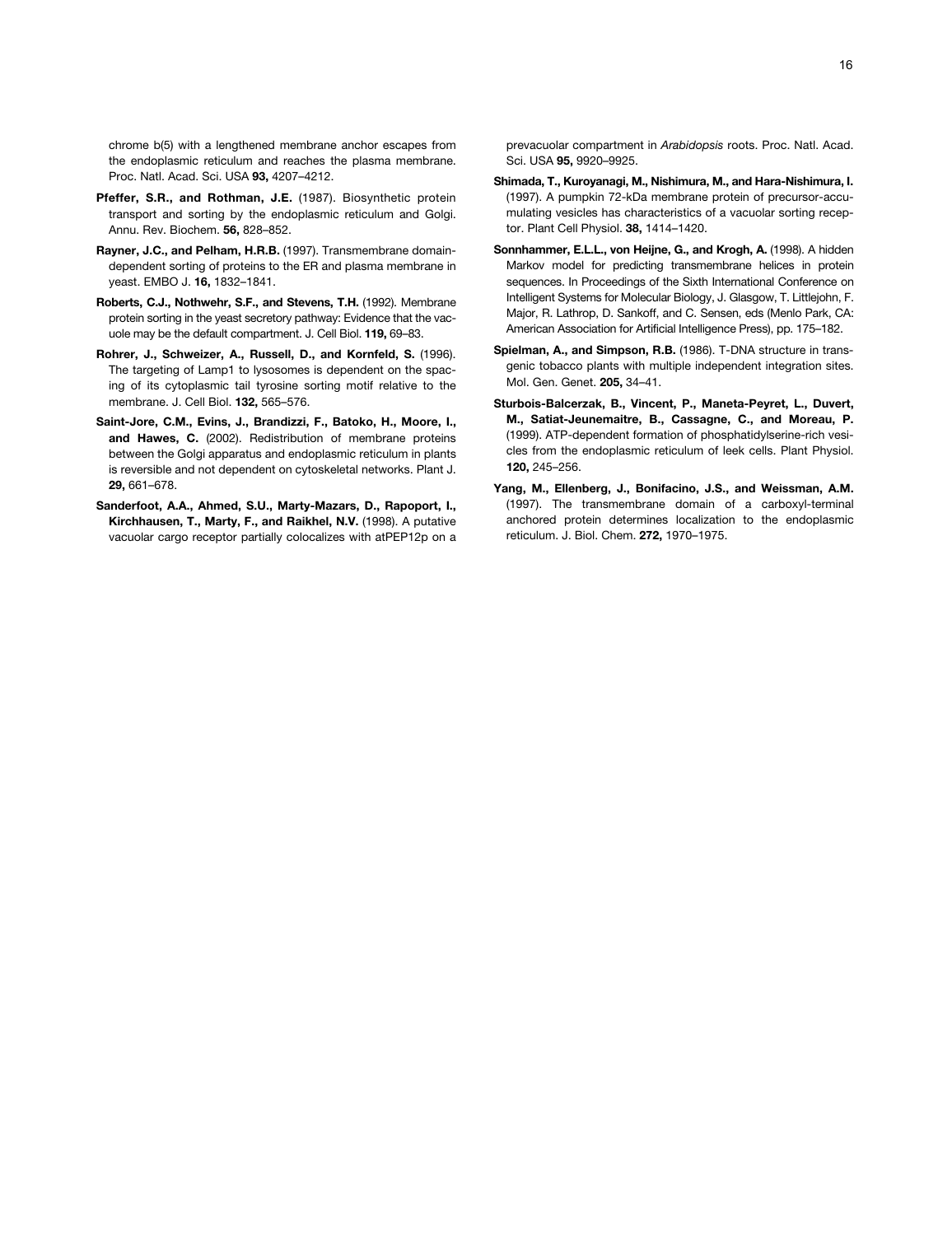chrome b(5) with a lengthened membrane anchor escapes from the endoplasmic reticulum and reaches the plasma membrane. Proc. Natl. Acad. Sci. USA **93,** 4207–4212.

**Pfeffer, S.R., and Rothman, J.E.** (1987). Biosynthetic protein transport and sorting by the endoplasmic reticulum and Golgi. Annu. Rev. Biochem. **56,** 828–852.

**Rayner, J.C., and Pelham, H.R.B.** (1997). Transmembrane domain-dependent sorting of proteins to the ER and plasma membrane in yeast. EMBO J. **16,** 1832–1841.

**Roberts, C.J., Nothwehr, S.F., and Stevens, T.H.** (1992). Membrane protein sorting in the yeast secretory pathway: Evidence that the vacuole may be the default compartment. J. Cell Biol. **119,** 69–83.

**Rohrer, J., Schweizer, A., Russell, D., and Kornfeld, S.** (1996). The targeting of Lamp1 to lysosomes is dependent on the spacing of its cytoplasmic tail tyrosine sorting motif relative to the membrane. J. Cell Biol. **132,** 565–576.

**Saint-Jore, C.M., Evins, J., Brandizzi, F., Batoko, H., Moore, I., and Hawes, C.** (2002). Redistribution of membrane proteins between the Golgi apparatus and endoplasmic reticulum in plants is reversible and not dependent on cytoskeletal networks. Plant J. **29,** 661–678.

**Sanderfoot, A.A., Ahmed, S.U., Marty-Mazars, D., Rapoport, I., Kirchhausen, T., Marty, F., and Raikhel, N.V.** (1998). A putative vacuolar cargo receptor partially colocalizes with atPEP12p on a prevacuolar compartment in *Arabidopsis* roots. Proc. Natl. Acad. Sci. USA **95,** 9920–9925.

**Shimada, T., Kuroyanagi, M., Nishimura, M., and Hara-Nishimura, I.** (1997). A pumpkin 72-kDa membrane protein of precursor-accumulating vesicles has characteristics of a vacuolar sorting receptor. Plant Cell Physiol. **38,** 1414–1420.

**Sonnhammer, E.L.L., von Heijne, G., and Krogh, A.** (1998). A hidden Markov model for predicting transmembrane helices in protein sequences. In Proceedings of the Sixth International Conference on Intelligent Systems for Molecular Biology, J. Glasgow, T. Littlejohn, F. Major, R. Lathrop, D. Sankoff, and C. Sensen, eds (Menlo Park, CA: American Association for Artificial Intelligence Press), pp. 175–182.

**Spielman, A., and Simpson, R.B.** (1986). T-DNA structure in transgenic tobacco plants with multiple independent integration sites. Mol. Gen. Genet. **205,** 34–41.

**Sturbois-Balcerzak, B., Vincent, P., Maneta-Peyret, L., Duvert, M., Satiat-Jeunemaitre, B., Cassagne, C., and Moreau, P.** (1999). ATP-dependent formation of phosphatidylserine-rich vesicles from the endoplasmic reticulum of leek cells. Plant Physiol. **120,** 245–256.

**Yang, M., Ellenberg, J., Bonifacino, J.S., and Weissman, A.M.** (1997). The transmembrane domain of a carboxyl-terminal anchored protein determines localization to the endoplasmic reticulum. J. Biol. Chem. **272,** 1970–1975.